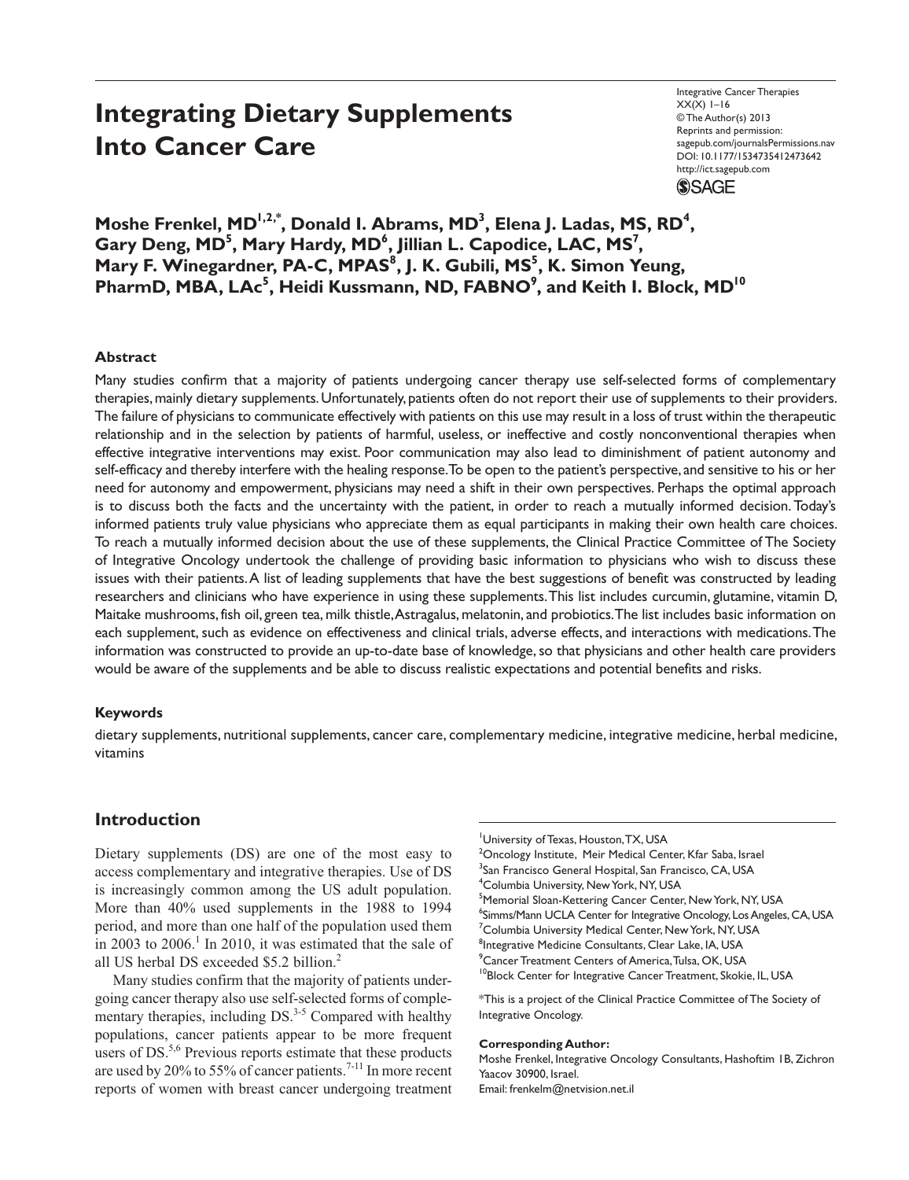# Integrating Dietary Supplements Into Cancer Care

Integrative Cancer Therapies
XX(X) 1–16
© The Author(s) 2013
Reprints and permission:
sagepub.com/journalsPermissions.nav
DOI: 10.1177/1534735412473642
http://ict.sagepub.com

**Moshe Frenkel, MD[1,2,*], Donald I. Abrams, MD[3], Elena J. Ladas, MS, RD[4], Gary Deng, MD[5], Mary Hardy, MD[6], Jillian L. Capodice, LAC, MS[7], Mary F. Winegardner, PA-C, MPAS[8], J. K. Gubili, MS[5], K. Simon Yeung, PharmD, MBA, LAc[5], Heidi Kussmann, ND, FABNO[9], and Keith I. Block, MD[10]**

## Abstract

Many studies confirm that a majority of patients undergoing cancer therapy use self-selected forms of complementary therapies, mainly dietary supplements. Unfortunately, patients often do not report their use of supplements to their providers. The failure of physicians to communicate effectively with patients on this use may result in a loss of trust within the therapeutic relationship and in the selection by patients of harmful, useless, or ineffective and costly nonconventional therapies when effective integrative interventions may exist. Poor communication may also lead to diminishment of patient autonomy and self-efficacy and thereby interfere with the healing response. To be open to the patient's perspective, and sensitive to his or her need for autonomy and empowerment, physicians may need a shift in their own perspectives. Perhaps the optimal approach is to discuss both the facts and the uncertainty with the patient, in order to reach a mutually informed decision. Today's informed patients truly value physicians who appreciate them as equal participants in making their own health care choices. To reach a mutually informed decision about the use of these supplements, the Clinical Practice Committee of The Society of Integrative Oncology undertook the challenge of providing basic information to physicians who wish to discuss these issues with their patients. A list of leading supplements that have the best suggestions of benefit was constructed by leading researchers and clinicians who have experience in using these supplements. This list includes curcumin, glutamine, vitamin D, Maitake mushrooms, fish oil, green tea, milk thistle, Astragalus, melatonin, and probiotics. The list includes basic information on each supplement, such as evidence on effectiveness and clinical trials, adverse effects, and interactions with medications. The information was constructed to provide an up-to-date base of knowledge, so that physicians and other health care providers would be aware of the supplements and be able to discuss realistic expectations and potential benefits and risks.

### Keywords

dietary supplements, nutritional supplements, cancer care, complementary medicine, integrative medicine, herbal medicine, vitamins

## Introduction

Dietary supplements (DS) are one of the most easy to access complementary and integrative therapies. Use of DS is increasingly common among the US adult population. More than 40% used supplements in the 1988 to 1994 period, and more than one half of the population used them in 2003 to 2006.[1] In 2010, it was estimated that the sale of all US herbal DS exceeded $5.2 billion.[2]

Many studies confirm that the majority of patients undergoing cancer therapy also use self-selected forms of complementary therapies, including DS.[3-5] Compared with healthy populations, cancer patients appear to be more frequent users of DS.[5,6] Previous reports estimate that these products are used by 20% to 55% of cancer patients.[7-11] In more recent reports of women with breast cancer undergoing treatment

[1]University of Texas, Houston, TX, USA
[2]Oncology Institute, Meir Medical Center, Kfar Saba, Israel
[3]San Francisco General Hospital, San Francisco, CA, USA
[4]Columbia University, New York, NY, USA
[5]Memorial Sloan-Kettering Cancer Center, New York, NY, USA
[6]Simms/Mann UCLA Center for Integrative Oncology, Los Angeles, CA, USA
[7]Columbia University Medical Center, New York, NY, USA
[8]Integrative Medicine Consultants, Clear Lake, IA, USA
[9]Cancer Treatment Centers of America, Tulsa, OK, USA
[10]Block Center for Integrative Cancer Treatment, Skokie, IL, USA

*This is a project of the Clinical Practice Committee of The Society of Integrative Oncology.

**Corresponding Author:**
Moshe Frenkel, Integrative Oncology Consultants, Hashoftim 1B, Zichron Yaacov 30900, Israel.
Email: frenkelm@netvision.net.il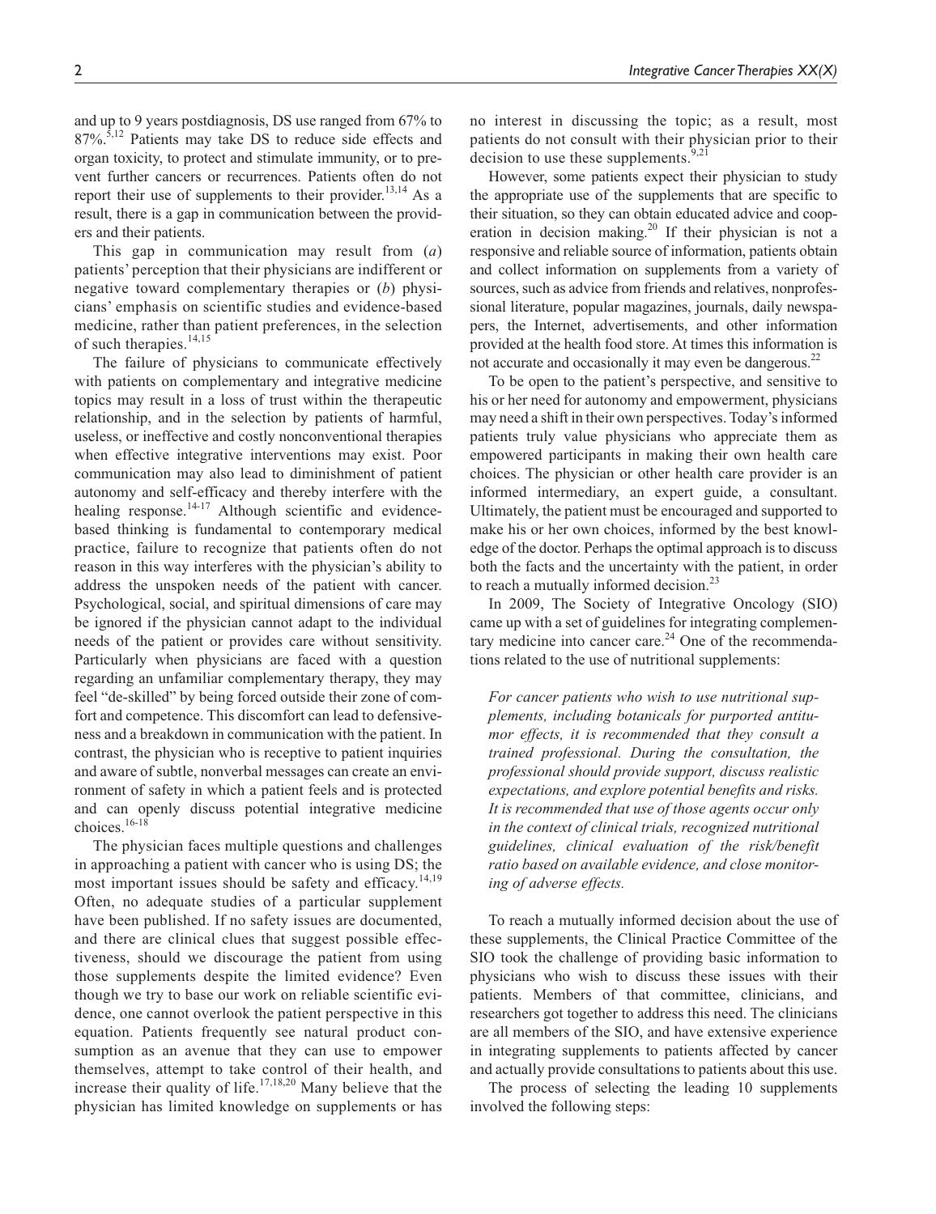and up to 9 years postdiagnosis, DS use ranged from 67% to 87%.[5,12] Patients may take DS to reduce side effects and organ toxicity, to protect and stimulate immunity, or to prevent further cancers or recurrences. Patients often do not report their use of supplements to their provider.[13,14] As a result, there is a gap in communication between the providers and their patients.

This gap in communication may result from (*a*) patients' perception that their physicians are indifferent or negative toward complementary therapies or (*b*) physicians' emphasis on scientific studies and evidence-based medicine, rather than patient preferences, in the selection of such therapies.[14,15]

The failure of physicians to communicate effectively with patients on complementary and integrative medicine topics may result in a loss of trust within the therapeutic relationship, and in the selection by patients of harmful, useless, or ineffective and costly nonconventional therapies when effective integrative interventions may exist. Poor communication may also lead to diminishment of patient autonomy and self-efficacy and thereby interfere with the healing response.[14-17] Although scientific and evidence-based thinking is fundamental to contemporary medical practice, failure to recognize that patients often do not reason in this way interferes with the physician's ability to address the unspoken needs of the patient with cancer. Psychological, social, and spiritual dimensions of care may be ignored if the physician cannot adapt to the individual needs of the patient or provides care without sensitivity. Particularly when physicians are faced with a question regarding an unfamiliar complementary therapy, they may feel "de-skilled" by being forced outside their zone of comfort and competence. This discomfort can lead to defensiveness and a breakdown in communication with the patient. In contrast, the physician who is receptive to patient inquiries and aware of subtle, nonverbal messages can create an environment of safety in which a patient feels and is protected and can openly discuss potential integrative medicine choices.[16-18]

The physician faces multiple questions and challenges in approaching a patient with cancer who is using DS; the most important issues should be safety and efficacy.[14,19] Often, no adequate studies of a particular supplement have been published. If no safety issues are documented, and there are clinical clues that suggest possible effectiveness, should we discourage the patient from using those supplements despite the limited evidence? Even though we try to base our work on reliable scientific evidence, one cannot overlook the patient perspective in this equation. Patients frequently see natural product consumption as an avenue that they can use to empower themselves, attempt to take control of their health, and increase their quality of life.[17,18,20] Many believe that the physician has limited knowledge on supplements or has no interest in discussing the topic; as a result, most patients do not consult with their physician prior to their decision to use these supplements.[9,21]

However, some patients expect their physician to study the appropriate use of the supplements that are specific to their situation, so they can obtain educated advice and cooperation in decision making.[20] If their physician is not a responsive and reliable source of information, patients obtain and collect information on supplements from a variety of sources, such as advice from friends and relatives, nonprofessional literature, popular magazines, journals, daily newspapers, the Internet, advertisements, and other information provided at the health food store. At times this information is not accurate and occasionally it may even be dangerous.[22]

To be open to the patient's perspective, and sensitive to his or her need for autonomy and empowerment, physicians may need a shift in their own perspectives. Today's informed patients truly value physicians who appreciate them as empowered participants in making their own health care choices. The physician or other health care provider is an informed intermediary, an expert guide, a consultant. Ultimately, the patient must be encouraged and supported to make his or her own choices, informed by the best knowledge of the doctor. Perhaps the optimal approach is to discuss both the facts and the uncertainty with the patient, in order to reach a mutually informed decision.[23]

In 2009, The Society of Integrative Oncology (SIO) came up with a set of guidelines for integrating complementary medicine into cancer care.[24] One of the recommendations related to the use of nutritional supplements:

> *For cancer patients who wish to use nutritional supplements, including botanicals for purported antitumor effects, it is recommended that they consult a trained professional. During the consultation, the professional should provide support, discuss realistic expectations, and explore potential benefits and risks. It is recommended that use of those agents occur only in the context of clinical trials, recognized nutritional guidelines, clinical evaluation of the risk/benefit ratio based on available evidence, and close monitoring of adverse effects.*

To reach a mutually informed decision about the use of these supplements, the Clinical Practice Committee of the SIO took the challenge of providing basic information to physicians who wish to discuss these issues with their patients. Members of that committee, clinicians, and researchers got together to address this need. The clinicians are all members of the SIO, and have extensive experience in integrating supplements to patients affected by cancer and actually provide consultations to patients about this use.

The process of selecting the leading 10 supplements involved the following steps: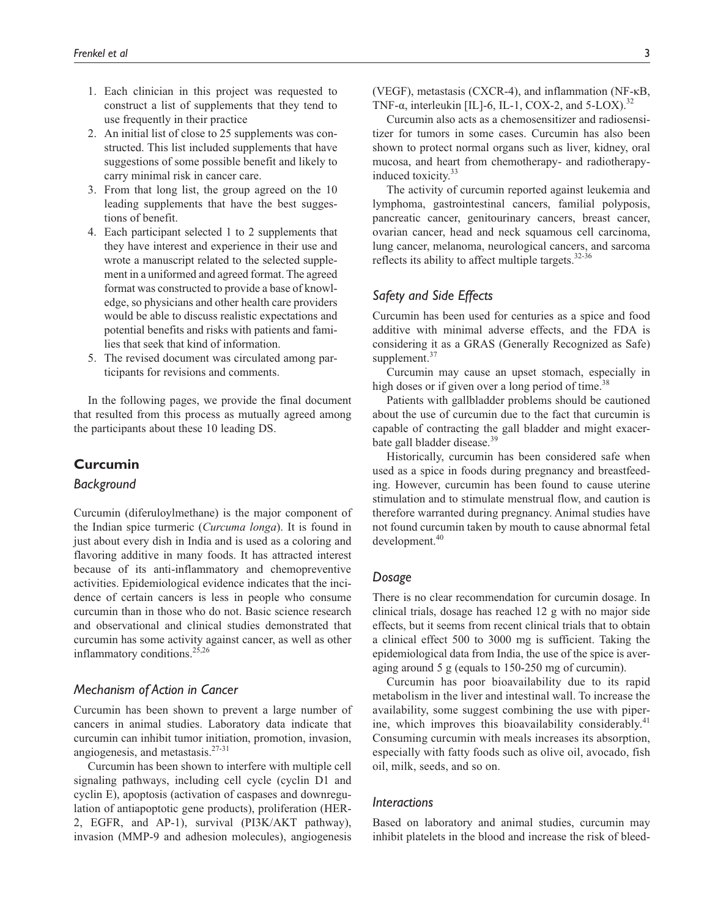1. Each clinician in this project was requested to construct a list of supplements that they tend to use frequently in their practice
2. An initial list of close to 25 supplements was constructed. This list included supplements that have suggestions of some possible benefit and likely to carry minimal risk in cancer care.
3. From that long list, the group agreed on the 10 leading supplements that have the best suggestions of benefit.
4. Each participant selected 1 to 2 supplements that they have interest and experience in their use and wrote a manuscript related to the selected supplement in a uniformed and agreed format. The agreed format was constructed to provide a base of knowledge, so physicians and other health care providers would be able to discuss realistic expectations and potential benefits and risks with patients and families that seek that kind of information.
5. The revised document was circulated among participants for revisions and comments.

In the following pages, we provide the final document that resulted from this process as mutually agreed among the participants about these 10 leading DS.

## Curcumin

### Background

Curcumin (diferuloylmethane) is the major component of the Indian spice turmeric (*Curcuma longa*). It is found in just about every dish in India and is used as a coloring and flavoring additive in many foods. It has attracted interest because of its anti-inflammatory and chemopreventive activities. Epidemiological evidence indicates that the incidence of certain cancers is less in people who consume curcumin than in those who do not. Basic science research and observational and clinical studies demonstrated that curcumin has some activity against cancer, as well as other inflammatory conditions.[25,26]

### Mechanism of Action in Cancer

Curcumin has been shown to prevent a large number of cancers in animal studies. Laboratory data indicate that curcumin can inhibit tumor initiation, promotion, invasion, angiogenesis, and metastasis.[27-31]

Curcumin has been shown to interfere with multiple cell signaling pathways, including cell cycle (cyclin D1 and cyclin E), apoptosis (activation of caspases and downregulation of antiapoptotic gene products), proliferation (HER-2, EGFR, and AP-1), survival (PI3K/AKT pathway), invasion (MMP-9 and adhesion molecules), angiogenesis (VEGF), metastasis (CXCR-4), and inflammation (NF-κB, TNF-α, interleukin [IL]-6, IL-1, COX-2, and 5-LOX).[32]

Curcumin also acts as a chemosensitizer and radiosensitizer for tumors in some cases. Curcumin has also been shown to protect normal organs such as liver, kidney, oral mucosa, and heart from chemotherapy- and radiotherapy-induced toxicity.[33]

The activity of curcumin reported against leukemia and lymphoma, gastrointestinal cancers, familial polyposis, pancreatic cancer, genitourinary cancers, breast cancer, ovarian cancer, head and neck squamous cell carcinoma, lung cancer, melanoma, neurological cancers, and sarcoma reflects its ability to affect multiple targets.[32-36]

### Safety and Side Effects

Curcumin has been used for centuries as a spice and food additive with minimal adverse effects, and the FDA is considering it as a GRAS (Generally Recognized as Safe) supplement.[37]

Curcumin may cause an upset stomach, especially in high doses or if given over a long period of time.[38]

Patients with gallbladder problems should be cautioned about the use of curcumin due to the fact that curcumin is capable of contracting the gall bladder and might exacerbate gall bladder disease.[39]

Historically, curcumin has been considered safe when used as a spice in foods during pregnancy and breastfeeding. However, curcumin has been found to cause uterine stimulation and to stimulate menstrual flow, and caution is therefore warranted during pregnancy. Animal studies have not found curcumin taken by mouth to cause abnormal fetal development.[40]

### Dosage

There is no clear recommendation for curcumin dosage. In clinical trials, dosage has reached 12 g with no major side effects, but it seems from recent clinical trials that to obtain a clinical effect 500 to 3000 mg is sufficient. Taking the epidemiological data from India, the use of the spice is averaging around 5 g (equals to 150-250 mg of curcumin).

Curcumin has poor bioavailability due to its rapid metabolism in the liver and intestinal wall. To increase the availability, some suggest combining the use with piperine, which improves this bioavailability considerably.[41] Consuming curcumin with meals increases its absorption, especially with fatty foods such as olive oil, avocado, fish oil, milk, seeds, and so on.

### Interactions

Based on laboratory and animal studies, curcumin may inhibit platelets in the blood and increase the risk of bleed-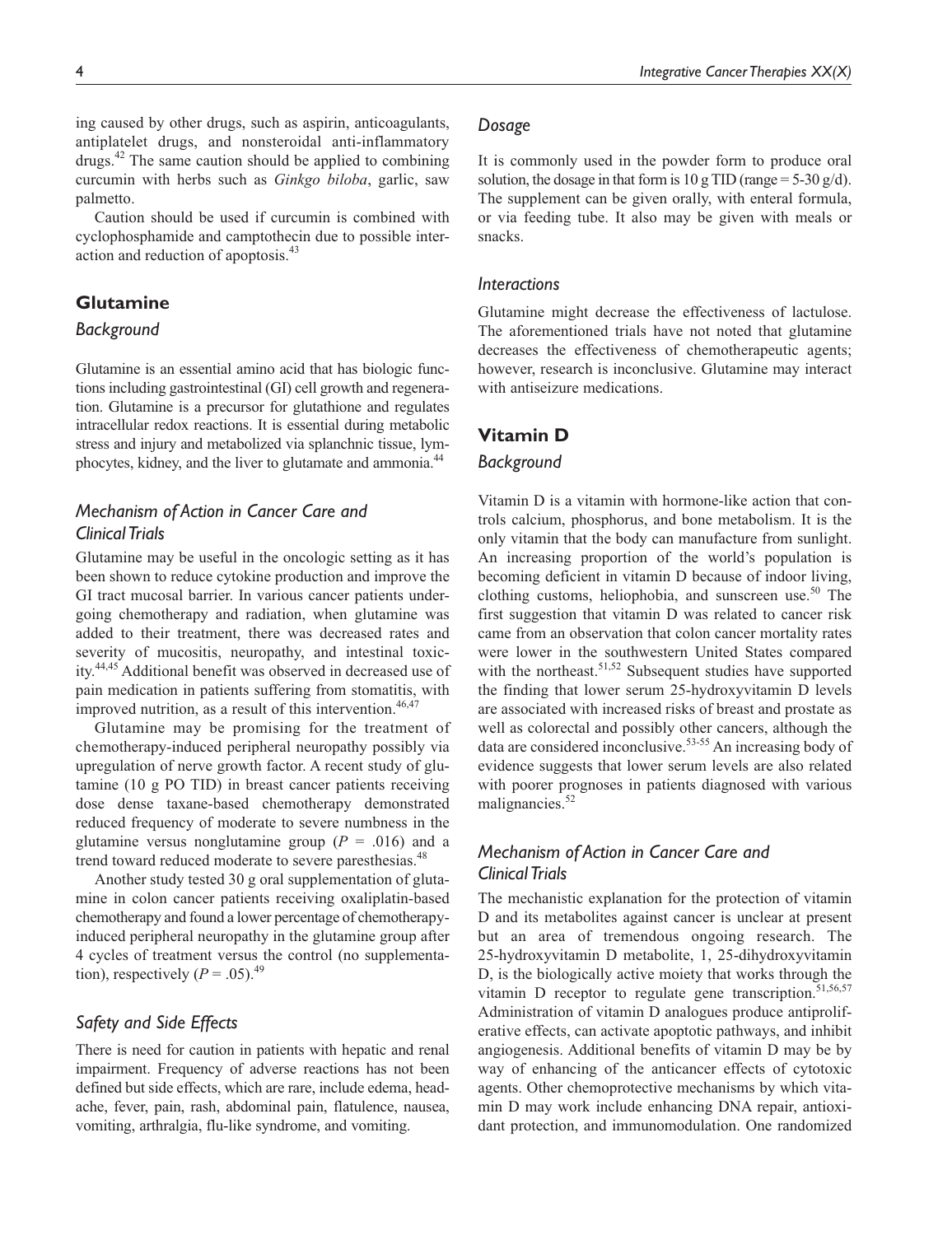ing caused by other drugs, such as aspirin, anticoagulants, antiplatelet drugs, and nonsteroidal anti-inflammatory drugs.[42] The same caution should be applied to combining curcumin with herbs such as *Ginkgo biloba*, garlic, saw palmetto.

Caution should be used if curcumin is combined with cyclophosphamide and camptothecin due to possible interaction and reduction of apoptosis.[43]

## Glutamine

### *Background*

Glutamine is an essential amino acid that has biologic functions including gastrointestinal (GI) cell growth and regeneration. Glutamine is a precursor for glutathione and regulates intracellular redox reactions. It is essential during metabolic stress and injury and metabolized via splanchnic tissue, lymphocytes, kidney, and the liver to glutamate and ammonia.[44]

### *Mechanism of Action in Cancer Care and Clinical Trials*

Glutamine may be useful in the oncologic setting as it has been shown to reduce cytokine production and improve the GI tract mucosal barrier. In various cancer patients undergoing chemotherapy and radiation, when glutamine was added to their treatment, there was decreased rates and severity of mucositis, neuropathy, and intestinal toxicity.[44,45] Additional benefit was observed in decreased use of pain medication in patients suffering from stomatitis, with improved nutrition, as a result of this intervention.[46,47]

Glutamine may be promising for the treatment of chemotherapy-induced peripheral neuropathy possibly via upregulation of nerve growth factor. A recent study of glutamine (10 g PO TID) in breast cancer patients receiving dose dense taxane-based chemotherapy demonstrated reduced frequency of moderate to severe numbness in the glutamine versus nonglutamine group ($P$ = .016) and a trend toward reduced moderate to severe paresthesias.[48]

Another study tested 30 g oral supplementation of glutamine in colon cancer patients receiving oxaliplatin-based chemotherapy and found a lower percentage of chemotherapy-induced peripheral neuropathy in the glutamine group after 4 cycles of treatment versus the control (no supplementation), respectively ($P$ = .05).[49]

### *Safety and Side Effects*

There is need for caution in patients with hepatic and renal impairment. Frequency of adverse reactions has not been defined but side effects, which are rare, include edema, headache, fever, pain, rash, abdominal pain, flatulence, nausea, vomiting, arthralgia, flu-like syndrome, and vomiting.

### *Dosage*

It is commonly used in the powder form to produce oral solution, the dosage in that form is 10 g TID (range = 5-30 g/d). The supplement can be given orally, with enteral formula, or via feeding tube. It also may be given with meals or snacks.

### *Interactions*

Glutamine might decrease the effectiveness of lactulose. The aforementioned trials have not noted that glutamine decreases the effectiveness of chemotherapeutic agents; however, research is inconclusive. Glutamine may interact with antiseizure medications.

## Vitamin D

### *Background*

Vitamin D is a vitamin with hormone-like action that controls calcium, phosphorus, and bone metabolism. It is the only vitamin that the body can manufacture from sunlight. An increasing proportion of the world's population is becoming deficient in vitamin D because of indoor living, clothing customs, heliophobia, and sunscreen use.[50] The first suggestion that vitamin D was related to cancer risk came from an observation that colon cancer mortality rates were lower in the southwestern United States compared with the northeast.[51,52] Subsequent studies have supported the finding that lower serum 25-hydroxyvitamin D levels are associated with increased risks of breast and prostate as well as colorectal and possibly other cancers, although the data are considered inconclusive.[53-55] An increasing body of evidence suggests that lower serum levels are also related with poorer prognoses in patients diagnosed with various malignancies.[52]

### *Mechanism of Action in Cancer Care and Clinical Trials*

The mechanistic explanation for the protection of vitamin D and its metabolites against cancer is unclear at present but an area of tremendous ongoing research. The 25-hydroxyvitamin D metabolite, 1, 25-dihydroxyvitamin D, is the biologically active moiety that works through the vitamin D receptor to regulate gene transcription.[51,56,57] Administration of vitamin D analogues produce antiproliferative effects, can activate apoptotic pathways, and inhibit angiogenesis. Additional benefits of vitamin D may be by way of enhancing of the anticancer effects of cytotoxic agents. Other chemoprotective mechanisms by which vitamin D may work include enhancing DNA repair, antioxidant protection, and immunomodulation. One randomized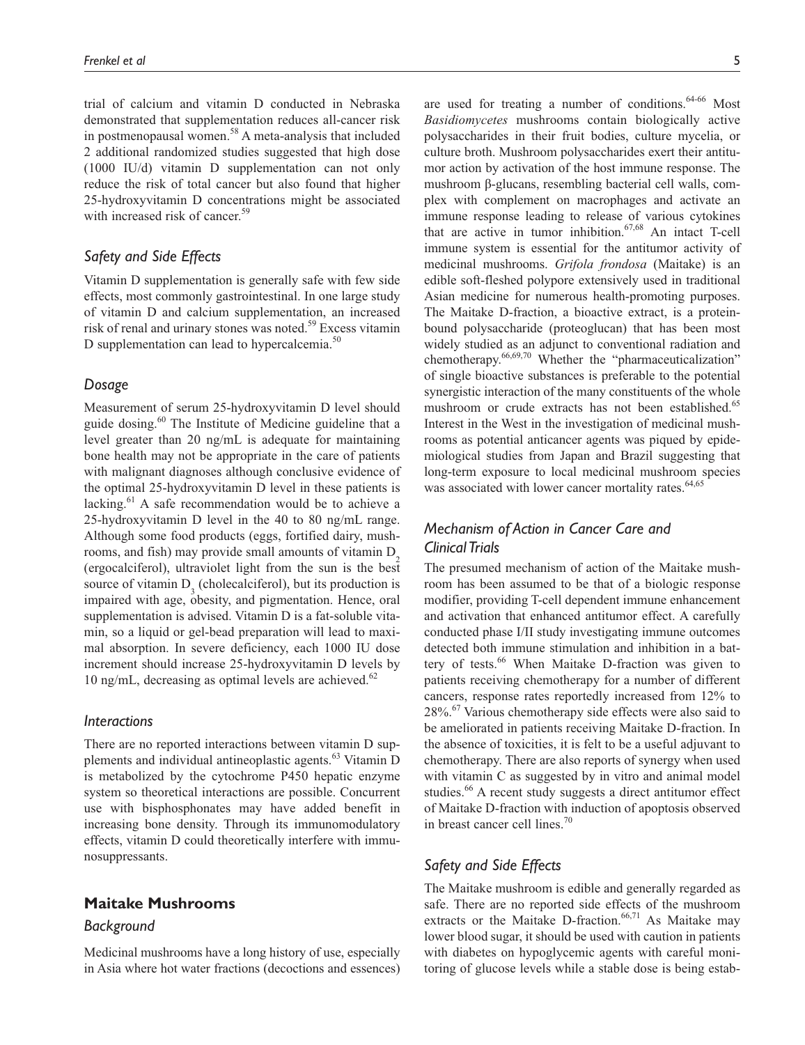trial of calcium and vitamin D conducted in Nebraska demonstrated that supplementation reduces all-cancer risk in postmenopausal women.[58] A meta-analysis that included 2 additional randomized studies suggested that high dose (1000 IU/d) vitamin D supplementation can not only reduce the risk of total cancer but also found that higher 25-hydroxyvitamin D concentrations might be associated with increased risk of cancer.[59]

### *Safety and Side Effects*

Vitamin D supplementation is generally safe with few side effects, most commonly gastrointestinal. In one large study of vitamin D and calcium supplementation, an increased risk of renal and urinary stones was noted.[59] Excess vitamin D supplementation can lead to hypercalcemia.[50]

### *Dosage*

Measurement of serum 25-hydroxyvitamin D level should guide dosing.[60] The Institute of Medicine guideline that a level greater than 20 ng/mL is adequate for maintaining bone health may not be appropriate in the care of patients with malignant diagnoses although conclusive evidence of the optimal 25-hydroxyvitamin D level in these patients is lacking.[61] A safe recommendation would be to achieve a 25-hydroxyvitamin D level in the 40 to 80 ng/mL range. Although some food products (eggs, fortified dairy, mushrooms, and fish) may provide small amounts of vitamin $D_2$ (ergocalciferol), ultraviolet light from the sun is the best source of vitamin $D_3$ (cholecalciferol), but its production is impaired with age, obesity, and pigmentation. Hence, oral supplementation is advised. Vitamin D is a fat-soluble vitamin, so a liquid or gel-bead preparation will lead to maximal absorption. In severe deficiency, each 1000 IU dose increment should increase 25-hydroxyvitamin D levels by 10 ng/mL, decreasing as optimal levels are achieved.[62]

### *Interactions*

There are no reported interactions between vitamin D supplements and individual antineoplastic agents.[63] Vitamin D is metabolized by the cytochrome P450 hepatic enzyme system so theoretical interactions are possible. Concurrent use with bisphosphonates may have added benefit in increasing bone density. Through its immunomodulatory effects, vitamin D could theoretically interfere with immunosuppressants.

## Maitake Mushrooms

### *Background*

Medicinal mushrooms have a long history of use, especially in Asia where hot water fractions (decoctions and essences) are used for treating a number of conditions.[64-66] Most *Basidiomycetes* mushrooms contain biologically active polysaccharides in their fruit bodies, culture mycelia, or culture broth. Mushroom polysaccharides exert their antitumor action by activation of the host immune response. The mushroom β-glucans, resembling bacterial cell walls, complex with complement on macrophages and activate an immune response leading to release of various cytokines that are active in tumor inhibition.[67,68] An intact T-cell immune system is essential for the antitumor activity of medicinal mushrooms. *Grifola frondosa* (Maitake) is an edible soft-fleshed polypore extensively used in traditional Asian medicine for numerous health-promoting purposes. The Maitake D-fraction, a bioactive extract, is a protein-bound polysaccharide (proteoglucan) that has been most widely studied as an adjunct to conventional radiation and chemotherapy.[66,69,70] Whether the "pharmaceuticalization" of single bioactive substances is preferable to the potential synergistic interaction of the many constituents of the whole mushroom or crude extracts has not been established.[65] Interest in the West in the investigation of medicinal mushrooms as potential anticancer agents was piqued by epidemiological studies from Japan and Brazil suggesting that long-term exposure to local medicinal mushroom species was associated with lower cancer mortality rates.[64,65]

### *Mechanism of Action in Cancer Care and Clinical Trials*

The presumed mechanism of action of the Maitake mushroom has been assumed to be that of a biologic response modifier, providing T-cell dependent immune enhancement and activation that enhanced antitumor effect. A carefully conducted phase I/II study investigating immune outcomes detected both immune stimulation and inhibition in a battery of tests.[66] When Maitake D-fraction was given to patients receiving chemotherapy for a number of different cancers, response rates reportedly increased from 12% to 28%.[67] Various chemotherapy side effects were also said to be ameliorated in patients receiving Maitake D-fraction. In the absence of toxicities, it is felt to be a useful adjuvant to chemotherapy. There are also reports of synergy when used with vitamin C as suggested by in vitro and animal model studies.[66] A recent study suggests a direct antitumor effect of Maitake D-fraction with induction of apoptosis observed in breast cancer cell lines.[70]

### *Safety and Side Effects*

The Maitake mushroom is edible and generally regarded as safe. There are no reported side effects of the mushroom extracts or the Maitake D-fraction.[66,71] As Maitake may lower blood sugar, it should be used with caution in patients with diabetes on hypoglycemic agents with careful monitoring of glucose levels while a stable dose is being estab-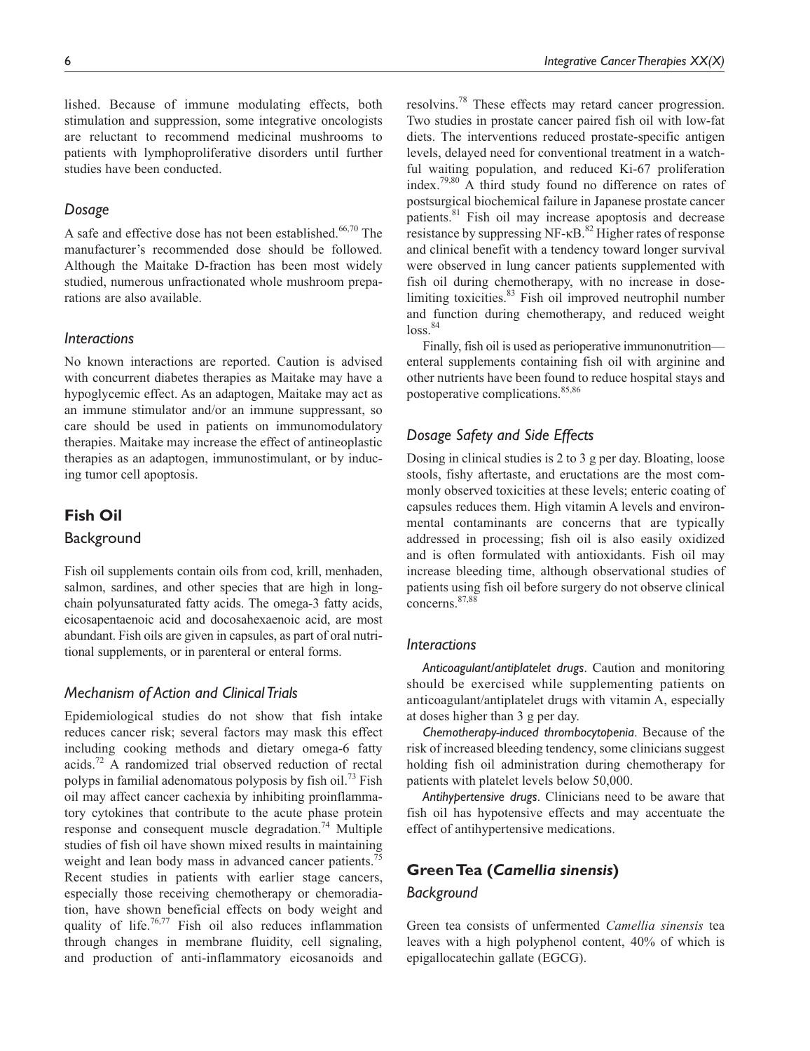lished. Because of immune modulating effects, both stimulation and suppression, some integrative oncologists are reluctant to recommend medicinal mushrooms to patients with lymphoproliferative disorders until further studies have been conducted.

### *Dosage*

A safe and effective dose has not been established.[66,70] The manufacturer's recommended dose should be followed. Although the Maitake D-fraction has been most widely studied, numerous unfractionated whole mushroom preparations are also available.

### *Interactions*

No known interactions are reported. Caution is advised with concurrent diabetes therapies as Maitake may have a hypoglycemic effect. As an adaptogen, Maitake may act as an immune stimulator and/or an immune suppressant, so care should be used in patients on immunomodulatory therapies. Maitake may increase the effect of antineoplastic therapies as an adaptogen, immunostimulant, or by inducing tumor cell apoptosis.

## **Fish Oil**

### Background

Fish oil supplements contain oils from cod, krill, menhaden, salmon, sardines, and other species that are high in long-chain polyunsaturated fatty acids. The omega-3 fatty acids, eicosapentaenoic acid and docosahexaenoic acid, are most abundant. Fish oils are given in capsules, as part of oral nutritional supplements, or in parenteral or enteral forms.

### *Mechanism of Action and Clinical Trials*

Epidemiological studies do not show that fish intake reduces cancer risk; several factors may mask this effect including cooking methods and dietary omega-6 fatty acids.[72] A randomized trial observed reduction of rectal polyps in familial adenomatous polyposis by fish oil.[73] Fish oil may affect cancer cachexia by inhibiting proinflammatory cytokines that contribute to the acute phase protein response and consequent muscle degradation.[74] Multiple studies of fish oil have shown mixed results in maintaining weight and lean body mass in advanced cancer patients.[75] Recent studies in patients with earlier stage cancers, especially those receiving chemotherapy or chemoradiation, have shown beneficial effects on body weight and quality of life.[76,77] Fish oil also reduces inflammation through changes in membrane fluidity, cell signaling, and production of anti-inflammatory eicosanoids and resolvins.[78] These effects may retard cancer progression. Two studies in prostate cancer paired fish oil with low-fat diets. The interventions reduced prostate-specific antigen levels, delayed need for conventional treatment in a watchful waiting population, and reduced Ki-67 proliferation index.[79,80] A third study found no difference on rates of postsurgical biochemical failure in Japanese prostate cancer patients.[81] Fish oil may increase apoptosis and decrease resistance by suppressing NF-κB.[82] Higher rates of response and clinical benefit with a tendency toward longer survival were observed in lung cancer patients supplemented with fish oil during chemotherapy, with no increase in dose-limiting toxicities.[83] Fish oil improved neutrophil number and function during chemotherapy, and reduced weight loss.[84]

Finally, fish oil is used as perioperative immunonutrition—enteral supplements containing fish oil with arginine and other nutrients have been found to reduce hospital stays and postoperative complications.[85,86]

### *Dosage Safety and Side Effects*

Dosing in clinical studies is 2 to 3 g per day. Bloating, loose stools, fishy aftertaste, and eructations are the most commonly observed toxicities at these levels; enteric coating of capsules reduces them. High vitamin A levels and environmental contaminants are concerns that are typically addressed in processing; fish oil is also easily oxidized and is often formulated with antioxidants. Fish oil may increase bleeding time, although observational studies of patients using fish oil before surgery do not observe clinical concerns.[87,88]

### *Interactions*

*Anticoagulant/antiplatelet drugs*. Caution and monitoring should be exercised while supplementing patients on anticoagulant/antiplatelet drugs with vitamin A, especially at doses higher than 3 g per day.

*Chemotherapy-induced thrombocytopenia*. Because of the risk of increased bleeding tendency, some clinicians suggest holding fish oil administration during chemotherapy for patients with platelet levels below 50,000.

*Antihypertensive drugs*. Clinicians need to be aware that fish oil has hypotensive effects and may accentuate the effect of antihypertensive medications.

## **Green Tea (*Camellia sinensis*)**

### *Background*

Green tea consists of unfermented *Camellia sinensis* tea leaves with a high polyphenol content, 40% of which is epigallocatechin gallate (EGCG).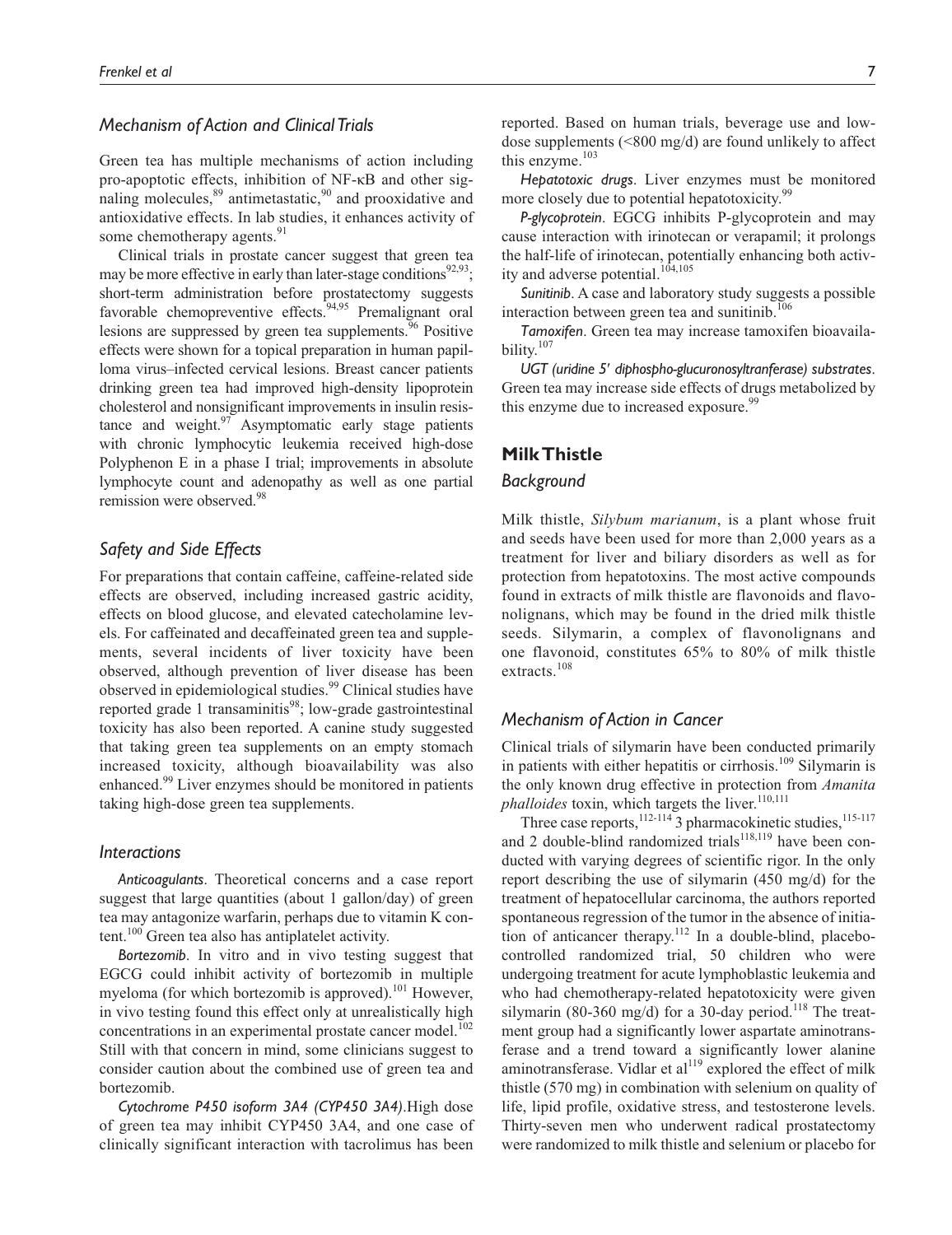### *Mechanism of Action and Clinical Trials*

Green tea has multiple mechanisms of action including pro-apoptotic effects, inhibition of NF-κB and other signaling molecules,[89] antimetastatic,[90] and prooxidative and antioxidative effects. In lab studies, it enhances activity of some chemotherapy agents.[91]

Clinical trials in prostate cancer suggest that green tea may be more effective in early than later-stage conditions[92,93]; short-term administration before prostatectomy suggests favorable chemopreventive effects.[94,95] Premalignant oral lesions are suppressed by green tea supplements.[96] Positive effects were shown for a topical preparation in human papilloma virus–infected cervical lesions. Breast cancer patients drinking green tea had improved high-density lipoprotein cholesterol and nonsignificant improvements in insulin resistance and weight.[97] Asymptomatic early stage patients with chronic lymphocytic leukemia received high-dose Polyphenon E in a phase I trial; improvements in absolute lymphocyte count and adenopathy as well as one partial remission were observed.[98]

### *Safety and Side Effects*

For preparations that contain caffeine, caffeine-related side effects are observed, including increased gastric acidity, effects on blood glucose, and elevated catecholamine levels. For caffeinated and decaffeinated green tea and supplements, several incidents of liver toxicity have been observed, although prevention of liver disease has been observed in epidemiological studies.[99] Clinical studies have reported grade 1 transaminitis[98]; low-grade gastrointestinal toxicity has also been reported. A canine study suggested that taking green tea supplements on an empty stomach increased toxicity, although bioavailability was also enhanced.[99] Liver enzymes should be monitored in patients taking high-dose green tea supplements.

### *Interactions*

*Anticoagulants*. Theoretical concerns and a case report suggest that large quantities (about 1 gallon/day) of green tea may antagonize warfarin, perhaps due to vitamin K content.[100] Green tea also has antiplatelet activity.

*Bortezomib*. In vitro and in vivo testing suggest that EGCG could inhibit activity of bortezomib in multiple myeloma (for which bortezomib is approved).[101] However, in vivo testing found this effect only at unrealistically high concentrations in an experimental prostate cancer model.[102] Still with that concern in mind, some clinicians suggest to consider caution about the combined use of green tea and bortezomib.

*Cytochrome P450 isoform 3A4 (CYP450 3A4)*. High dose of green tea may inhibit CYP450 3A4, and one case of clinically significant interaction with tacrolimus has been reported. Based on human trials, beverage use and low-dose supplements (<800 mg/d) are found unlikely to affect this enzyme.[103]

*Hepatotoxic drugs*. Liver enzymes must be monitored more closely due to potential hepatotoxicity.[99]

*P-glycoprotein*. EGCG inhibits P-glycoprotein and may cause interaction with irinotecan or verapamil; it prolongs the half-life of irinotecan, potentially enhancing both activity and adverse potential.[104,105]

*Sunitinib*. A case and laboratory study suggests a possible interaction between green tea and sunitinib.[106]

*Tamoxifen*. Green tea may increase tamoxifen bioavailability.[107]

*UGT (uridine 5′ diphospho-glucuronosyltranferase) substrates*. Green tea may increase side effects of drugs metabolized by this enzyme due to increased exposure.[99]

## Milk Thistle

### *Background*

Milk thistle, *Silybum marianum*, is a plant whose fruit and seeds have been used for more than 2,000 years as a treatment for liver and biliary disorders as well as for protection from hepatotoxins. The most active compounds found in extracts of milk thistle are flavonoids and flavonolignans, which may be found in the dried milk thistle seeds. Silymarin, a complex of flavonolignans and one flavonoid, constitutes 65% to 80% of milk thistle extracts.[108]

### *Mechanism of Action in Cancer*

Clinical trials of silymarin have been conducted primarily in patients with either hepatitis or cirrhosis.[109] Silymarin is the only known drug effective in protection from *Amanita phalloides* toxin, which targets the liver.[110,111]

Three case reports,[112-114] 3 pharmacokinetic studies,[115-117] and 2 double-blind randomized trials[118,119] have been conducted with varying degrees of scientific rigor. In the only report describing the use of silymarin (450 mg/d) for the treatment of hepatocellular carcinoma, the authors reported spontaneous regression of the tumor in the absence of initiation of anticancer therapy.[112] In a double-blind, placebo-controlled randomized trial, 50 children who were undergoing treatment for acute lymphoblastic leukemia and who had chemotherapy-related hepatotoxicity were given silymarin (80-360 mg/d) for a 30-day period.[118] The treatment group had a significantly lower aspartate aminotransferase and a trend toward a significantly lower alanine aminotransferase. Vidlar et al[119] explored the effect of milk thistle (570 mg) in combination with selenium on quality of life, lipid profile, oxidative stress, and testosterone levels. Thirty-seven men who underwent radical prostatectomy were randomized to milk thistle and selenium or placebo for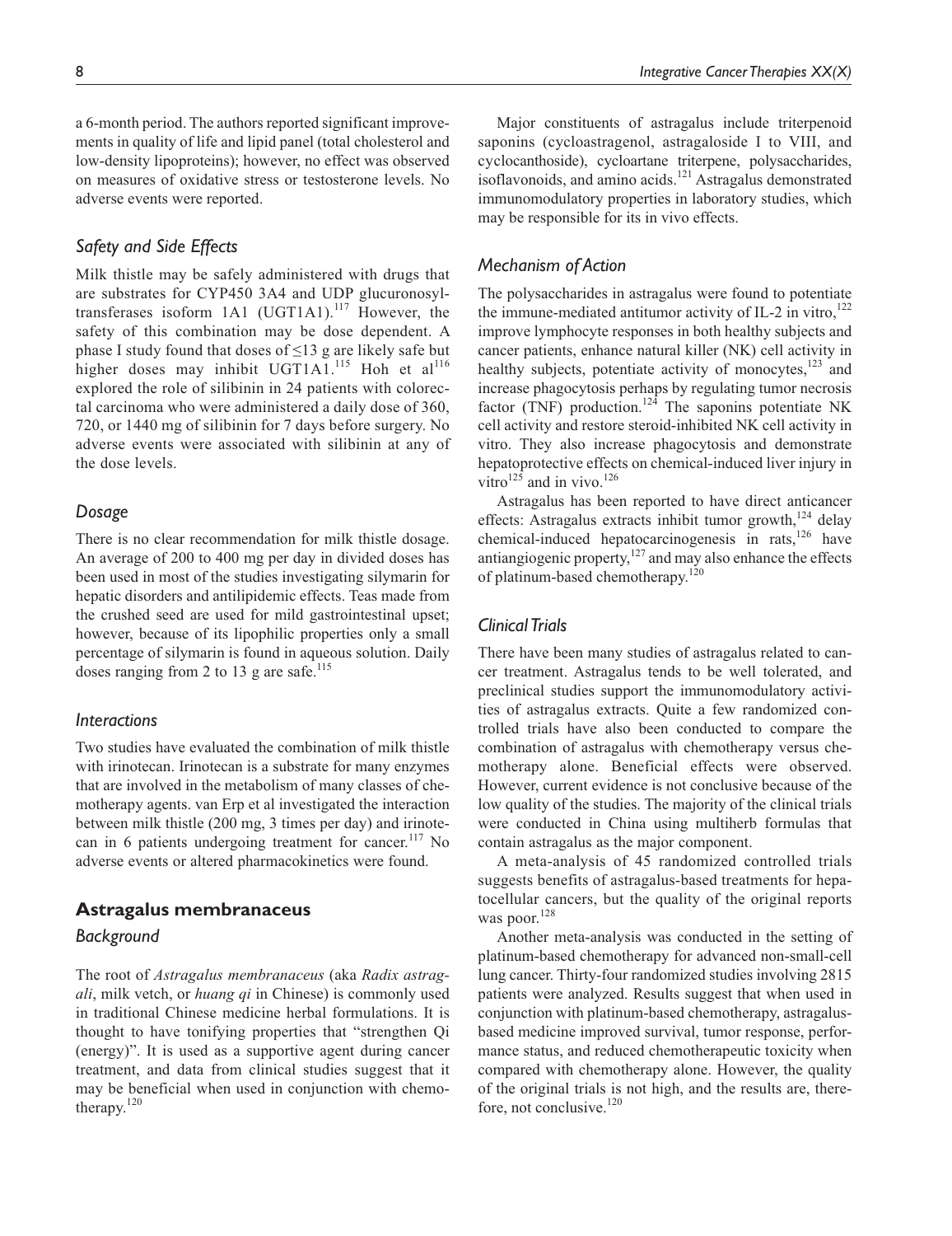a 6-month period. The authors reported significant improvements in quality of life and lipid panel (total cholesterol and low-density lipoproteins); however, no effect was observed on measures of oxidative stress or testosterone levels. No adverse events were reported.

### *Safety and Side Effects*

Milk thistle may be safely administered with drugs that are substrates for CYP450 3A4 and UDP glucuronosyltransferases isoform 1A1 (UGT1A1).[117] However, the safety of this combination may be dose dependent. A phase I study found that doses of ≤13 g are likely safe but higher doses may inhibit UGT1A1.[115] Hoh et al[116] explored the role of silibinin in 24 patients with colorectal carcinoma who were administered a daily dose of 360, 720, or 1440 mg of silibinin for 7 days before surgery. No adverse events were associated with silibinin at any of the dose levels.

### *Dosage*

There is no clear recommendation for milk thistle dosage. An average of 200 to 400 mg per day in divided doses has been used in most of the studies investigating silymarin for hepatic disorders and antilipidemic effects. Teas made from the crushed seed are used for mild gastrointestinal upset; however, because of its lipophilic properties only a small percentage of silymarin is found in aqueous solution. Daily doses ranging from 2 to 13 g are safe.[115]

### *Interactions*

Two studies have evaluated the combination of milk thistle with irinotecan. Irinotecan is a substrate for many enzymes that are involved in the metabolism of many classes of chemotherapy agents. van Erp et al investigated the interaction between milk thistle (200 mg, 3 times per day) and irinotecan in 6 patients undergoing treatment for cancer.[117] No adverse events or altered pharmacokinetics were found.

## **Astragalus membranaceus**

### *Background*

The root of *Astragalus membranaceus* (aka *Radix astragali*, milk vetch, or *huang qi* in Chinese) is commonly used in traditional Chinese medicine herbal formulations. It is thought to have tonifying properties that "strengthen Qi (energy)". It is used as a supportive agent during cancer treatment, and data from clinical studies suggest that it may be beneficial when used in conjunction with chemotherapy.[120]

Major constituents of astragalus include triterpenoid saponins (cycloastragenol, astragaloside I to VIII, and cyclocanthoside), cycloartane triterpene, polysaccharides, isoflavonoids, and amino acids.[121] Astragalus demonstrated immunomodulatory properties in laboratory studies, which may be responsible for its in vivo effects.

### *Mechanism of Action*

The polysaccharides in astragalus were found to potentiate the immune-mediated antitumor activity of IL-2 in vitro,[122] improve lymphocyte responses in both healthy subjects and cancer patients, enhance natural killer (NK) cell activity in healthy subjects, potentiate activity of monocytes,[123] and increase phagocytosis perhaps by regulating tumor necrosis factor (TNF) production.[124] The saponins potentiate NK cell activity and restore steroid-inhibited NK cell activity in vitro. They also increase phagocytosis and demonstrate hepatoprotective effects on chemical-induced liver injury in vitro[125] and in vivo.[126]

Astragalus has been reported to have direct anticancer effects: Astragalus extracts inhibit tumor growth,[124] delay chemical-induced hepatocarcinogenesis in rats,[126] have antiangiogenic property,[127] and may also enhance the effects of platinum-based chemotherapy.[120]

### *Clinical Trials*

There have been many studies of astragalus related to cancer treatment. Astragalus tends to be well tolerated, and preclinical studies support the immunomodulatory activities of astragalus extracts. Quite a few randomized controlled trials have also been conducted to compare the combination of astragalus with chemotherapy versus chemotherapy alone. Beneficial effects were observed. However, current evidence is not conclusive because of the low quality of the studies. The majority of the clinical trials were conducted in China using multiherb formulas that contain astragalus as the major component.

A meta-analysis of 45 randomized controlled trials suggests benefits of astragalus-based treatments for hepatocellular cancers, but the quality of the original reports was poor.[128]

Another meta-analysis was conducted in the setting of platinum-based chemotherapy for advanced non-small-cell lung cancer. Thirty-four randomized studies involving 2815 patients were analyzed. Results suggest that when used in conjunction with platinum-based chemotherapy, astragalus-based medicine improved survival, tumor response, performance status, and reduced chemotherapeutic toxicity when compared with chemotherapy alone. However, the quality of the original trials is not high, and the results are, therefore, not conclusive.[120]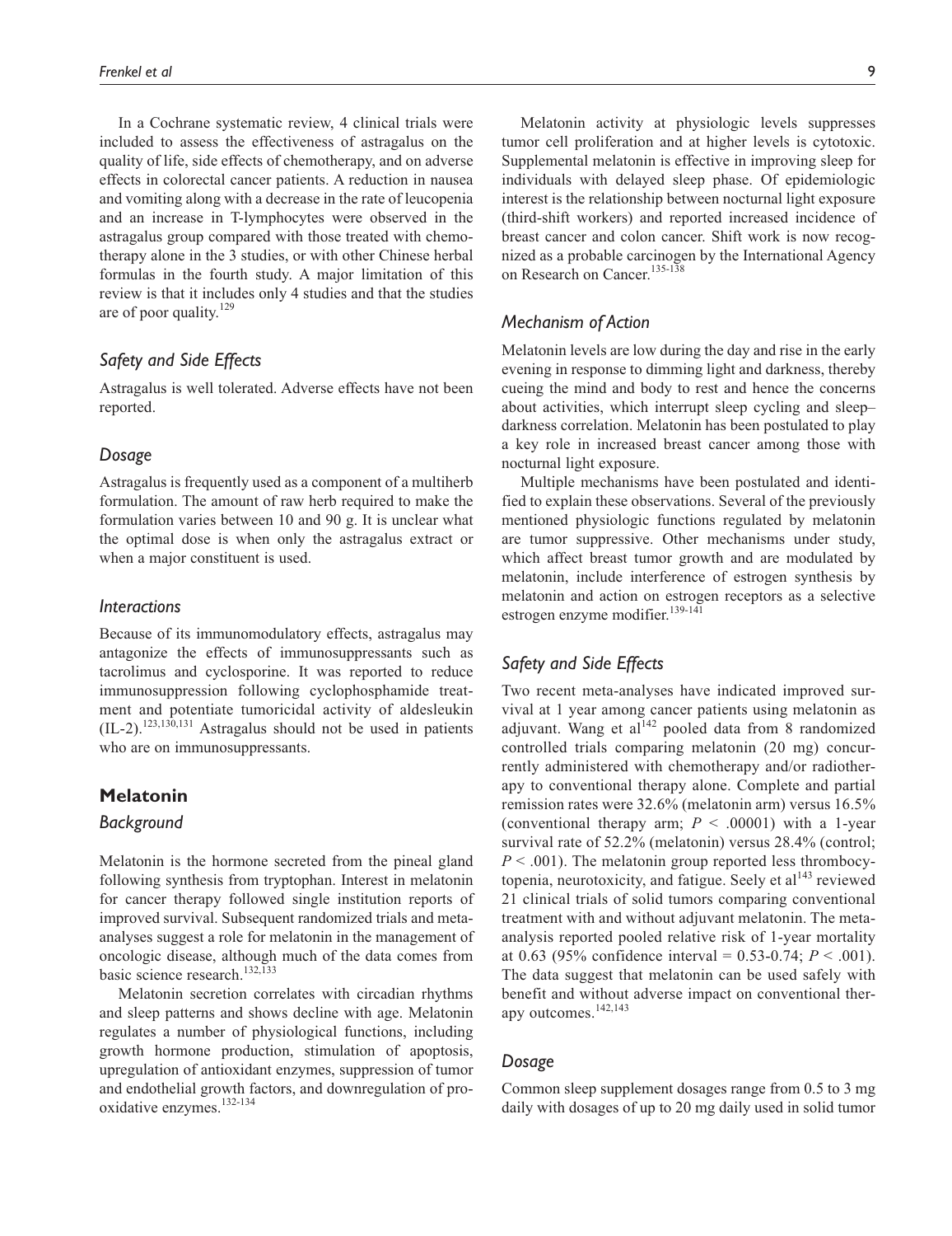In a Cochrane systematic review, 4 clinical trials were included to assess the effectiveness of astragalus on the quality of life, side effects of chemotherapy, and on adverse effects in colorectal cancer patients. A reduction in nausea and vomiting along with a decrease in the rate of leucopenia and an increase in T-lymphocytes were observed in the astragalus group compared with those treated with chemotherapy alone in the 3 studies, or with other Chinese herbal formulas in the fourth study. A major limitation of this review is that it includes only 4 studies and that the studies are of poor quality.[129]

### *Safety and Side Effects*

Astragalus is well tolerated. Adverse effects have not been reported.

### *Dosage*

Astragalus is frequently used as a component of a multiherb formulation. The amount of raw herb required to make the formulation varies between 10 and 90 g. It is unclear what the optimal dose is when only the astragalus extract or when a major constituent is used.

### *Interactions*

Because of its immunomodulatory effects, astragalus may antagonize the effects of immunosuppressants such as tacrolimus and cyclosporine. It was reported to reduce immunosuppression following cyclophosphamide treatment and potentiate tumoricidal activity of aldesleukin (IL-2).[123,130,131] Astragalus should not be used in patients who are on immunosuppressants.

## Melatonin

### *Background*

Melatonin is the hormone secreted from the pineal gland following synthesis from tryptophan. Interest in melatonin for cancer therapy followed single institution reports of improved survival. Subsequent randomized trials and meta-analyses suggest a role for melatonin in the management of oncologic disease, although much of the data comes from basic science research.[132,133]

Melatonin secretion correlates with circadian rhythms and sleep patterns and shows decline with age. Melatonin regulates a number of physiological functions, including growth hormone production, stimulation of apoptosis, upregulation of antioxidant enzymes, suppression of tumor and endothelial growth factors, and downregulation of pro-oxidative enzymes.[132-134]

Melatonin activity at physiologic levels suppresses tumor cell proliferation and at higher levels is cytotoxic. Supplemental melatonin is effective in improving sleep for individuals with delayed sleep phase. Of epidemiologic interest is the relationship between nocturnal light exposure (third-shift workers) and reported increased incidence of breast cancer and colon cancer. Shift work is now recognized as a probable carcinogen by the International Agency on Research on Cancer.[135-138]

### *Mechanism of Action*

Melatonin levels are low during the day and rise in the early evening in response to dimming light and darkness, thereby cueing the mind and body to rest and hence the concerns about activities, which interrupt sleep cycling and sleep–darkness correlation. Melatonin has been postulated to play a key role in increased breast cancer among those with nocturnal light exposure.

Multiple mechanisms have been postulated and identified to explain these observations. Several of the previously mentioned physiologic functions regulated by melatonin are tumor suppressive. Other mechanisms under study, which affect breast tumor growth and are modulated by melatonin, include interference of estrogen synthesis by melatonin and action on estrogen receptors as a selective estrogen enzyme modifier.[139-141]

### *Safety and Side Effects*

Two recent meta-analyses have indicated improved survival at 1 year among cancer patients using melatonin as adjuvant. Wang et al[142] pooled data from 8 randomized controlled trials comparing melatonin (20 mg) concurrently administered with chemotherapy and/or radiotherapy to conventional therapy alone. Complete and partial remission rates were 32.6% (melatonin arm) versus 16.5% (conventional therapy arm; $P < .00001$) with a 1-year survival rate of 52.2% (melatonin) versus 28.4% (control; $P < .001$). The melatonin group reported less thrombocytopenia, neurotoxicity, and fatigue. Seely et al[143] reviewed 21 clinical trials of solid tumors comparing conventional treatment with and without adjuvant melatonin. The meta-analysis reported pooled relative risk of 1-year mortality at 0.63 (95% confidence interval = 0.53-0.74; $P < .001$). The data suggest that melatonin can be used safely with benefit and without adverse impact on conventional therapy outcomes.[142,143]

### *Dosage*

Common sleep supplement dosages range from 0.5 to 3 mg daily with dosages of up to 20 mg daily used in solid tumor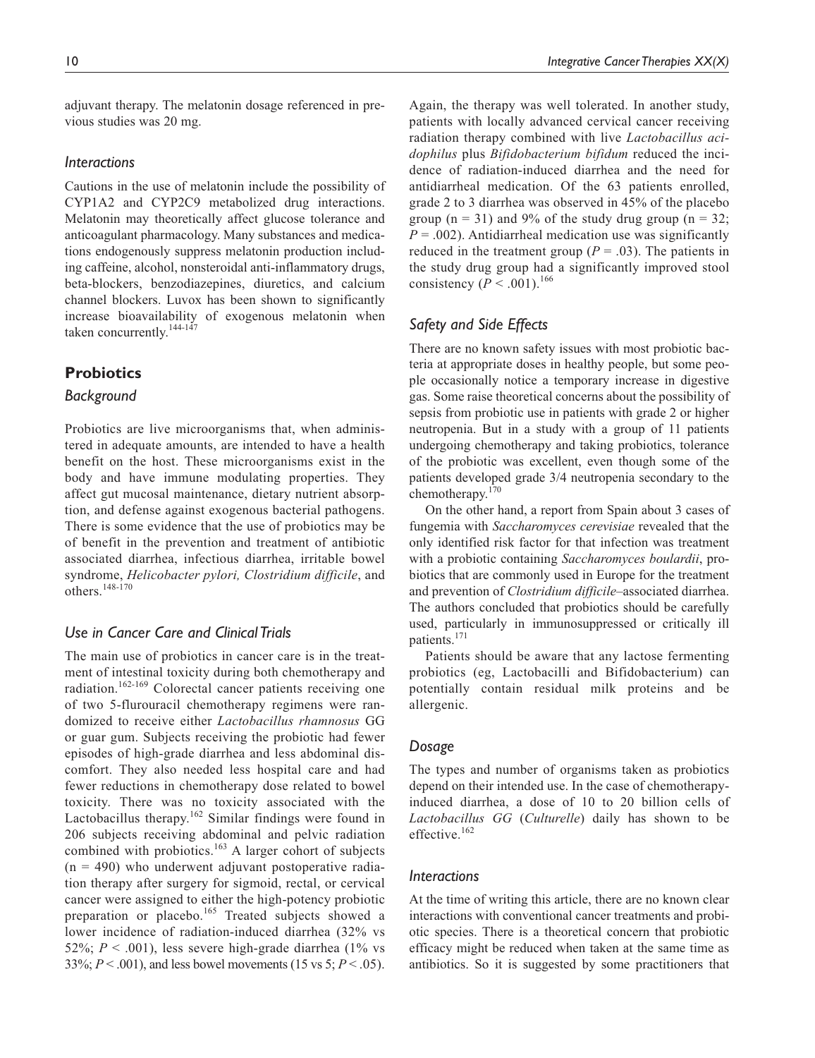adjuvant therapy. The melatonin dosage referenced in previous studies was 20 mg.

### *Interactions*

Cautions in the use of melatonin include the possibility of CYP1A2 and CYP2C9 metabolized drug interactions. Melatonin may theoretically affect glucose tolerance and anticoagulant pharmacology. Many substances and medications endogenously suppress melatonin production including caffeine, alcohol, nonsteroidal anti-inflammatory drugs, beta-blockers, benzodiazepines, diuretics, and calcium channel blockers. Luvox has been shown to significantly increase bioavailability of exogenous melatonin when taken concurrently.[144-147]

## Probiotics

### *Background*

Probiotics are live microorganisms that, when administered in adequate amounts, are intended to have a health benefit on the host. These microorganisms exist in the body and have immune modulating properties. They affect gut mucosal maintenance, dietary nutrient absorption, and defense against exogenous bacterial pathogens. There is some evidence that the use of probiotics may be of benefit in the prevention and treatment of antibiotic associated diarrhea, infectious diarrhea, irritable bowel syndrome, *Helicobacter pylori, Clostridium difficile*, and others.[148-170]

### *Use in Cancer Care and Clinical Trials*

The main use of probiotics in cancer care is in the treatment of intestinal toxicity during both chemotherapy and radiation.[162-169] Colorectal cancer patients receiving one of two 5-flurouracil chemotherapy regimens were randomized to receive either *Lactobacillus rhamnosus* GG or guar gum. Subjects receiving the probiotic had fewer episodes of high-grade diarrhea and less abdominal discomfort. They also needed less hospital care and had fewer reductions in chemotherapy dose related to bowel toxicity. There was no toxicity associated with the Lactobacillus therapy.[162] Similar findings were found in 206 subjects receiving abdominal and pelvic radiation combined with probiotics.[163] A larger cohort of subjects ($n = 490$) who underwent adjuvant postoperative radiation therapy after surgery for sigmoid, rectal, or cervical cancer were assigned to either the high-potency probiotic preparation or placebo.[165] Treated subjects showed a lower incidence of radiation-induced diarrhea (32% vs 52%; $P < .001$), less severe high-grade diarrhea (1% vs 33%; $P < .001$), and less bowel movements (15 vs 5; $P < .05$). Again, the therapy was well tolerated. In another study, patients with locally advanced cervical cancer receiving radiation therapy combined with live *Lactobacillus acidophilus* plus *Bifidobacterium bifidum* reduced the incidence of radiation-induced diarrhea and the need for antidiarrheal medication. Of the 63 patients enrolled, grade 2 to 3 diarrhea was observed in 45% of the placebo group ($n = 31$) and 9% of the study drug group ($n = 32$; $P = .002$). Antidiarrheal medication use was significantly reduced in the treatment group ($P = .03$). The patients in the study drug group had a significantly improved stool consistency ($P < .001$).[166]

### *Safety and Side Effects*

There are no known safety issues with most probiotic bacteria at appropriate doses in healthy people, but some people occasionally notice a temporary increase in digestive gas. Some raise theoretical concerns about the possibility of sepsis from probiotic use in patients with grade 2 or higher neutropenia. But in a study with a group of 11 patients undergoing chemotherapy and taking probiotics, tolerance of the probiotic was excellent, even though some of the patients developed grade 3/4 neutropenia secondary to the chemotherapy.[170]

On the other hand, a report from Spain about 3 cases of fungemia with *Saccharomyces cerevisiae* revealed that the only identified risk factor for that infection was treatment with a probiotic containing *Saccharomyces boulardii*, probiotics that are commonly used in Europe for the treatment and prevention of *Clostridium difficile*–associated diarrhea. The authors concluded that probiotics should be carefully used, particularly in immunosuppressed or critically ill patients.[171]

Patients should be aware that any lactose fermenting probiotics (eg, Lactobacilli and Bifidobacterium) can potentially contain residual milk proteins and be allergenic.

### *Dosage*

The types and number of organisms taken as probiotics depend on their intended use. In the case of chemotherapy-induced diarrhea, a dose of 10 to 20 billion cells of *Lactobacillus GG* (*Culturelle*) daily has shown to be effective.[162]

### *Interactions*

At the time of writing this article, there are no known clear interactions with conventional cancer treatments and probiotic species. There is a theoretical concern that probiotic efficacy might be reduced when taken at the same time as antibiotics. So it is suggested by some practitioners that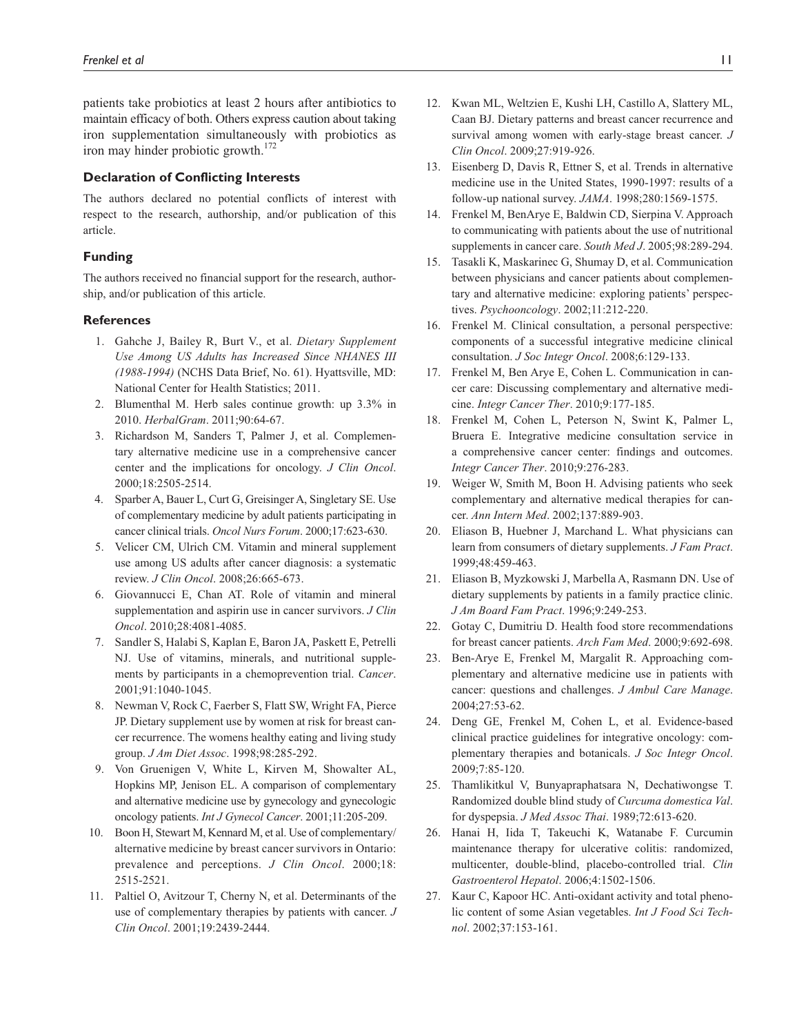patients take probiotics at least 2 hours after antibiotics to maintain efficacy of both. Others express caution about taking iron supplementation simultaneously with probiotics as iron may hinder probiotic growth.[172]

### Declaration of Conflicting Interests

The authors declared no potential conflicts of interest with respect to the research, authorship, and/or publication of this article.

### Funding

The authors received no financial support for the research, authorship, and/or publication of this article.

### References

1. Gahche J, Bailey R, Burt V., et al. *Dietary Supplement Use Among US Adults has Increased Since NHANES III (1988-1994)* (NCHS Data Brief, No. 61). Hyattsville, MD: National Center for Health Statistics; 2011.
2. Blumenthal M. Herb sales continue growth: up 3.3% in 2010. *HerbalGram*. 2011;90:64-67.
3. Richardson M, Sanders T, Palmer J, et al. Complementary alternative medicine use in a comprehensive cancer center and the implications for oncology. *J Clin Oncol*. 2000;18:2505-2514.
4. Sparber A, Bauer L, Curt G, Greisinger A, Singletary SE. Use of complementary medicine by adult patients participating in cancer clinical trials. *Oncol Nurs Forum*. 2000;17:623-630.
5. Velicer CM, Ulrich CM. Vitamin and mineral supplement use among US adults after cancer diagnosis: a systematic review. *J Clin Oncol*. 2008;26:665-673.
6. Giovannucci E, Chan AT. Role of vitamin and mineral supplementation and aspirin use in cancer survivors. *J Clin Oncol*. 2010;28:4081-4085.
7. Sandler S, Halabi S, Kaplan E, Baron JA, Paskett E, Petrelli NJ. Use of vitamins, minerals, and nutritional supplements by participants in a chemoprevention trial. *Cancer*. 2001;91:1040-1045.
8. Newman V, Rock C, Faerber S, Flatt SW, Wright FA, Pierce JP. Dietary supplement use by women at risk for breast cancer recurrence. The womens healthy eating and living study group. *J Am Diet Assoc*. 1998;98:285-292.
9. Von Gruenigen V, White L, Kirven M, Showalter AL, Hopkins MP, Jenison EL. A comparison of complementary and alternative medicine use by gynecology and gynecologic oncology patients. *Int J Gynecol Cancer*. 2001;11:205-209.
10. Boon H, Stewart M, Kennard M, et al. Use of complementary/alternative medicine by breast cancer survivors in Ontario: prevalence and perceptions. *J Clin Oncol*. 2000;18:2515-2521.
11. Paltiel O, Avitzour T, Cherny N, et al. Determinants of the use of complementary therapies by patients with cancer. *J Clin Oncol*. 2001;19:2439-2444.
12. Kwan ML, Weltzien E, Kushi LH, Castillo A, Slattery ML, Caan BJ. Dietary patterns and breast cancer recurrence and survival among women with early-stage breast cancer. *J Clin Oncol*. 2009;27:919-926.
13. Eisenberg D, Davis R, Ettner S, et al. Trends in alternative medicine use in the United States, 1990-1997: results of a follow-up national survey. *JAMA*. 1998;280:1569-1575.
14. Frenkel M, BenArye E, Baldwin CD, Sierpina V. Approach to communicating with patients about the use of nutritional supplements in cancer care. *South Med J*. 2005;98:289-294.
15. Tasakli K, Maskarinec G, Shumay D, et al. Communication between physicians and cancer patients about complementary and alternative medicine: exploring patients' perspectives. *Psychooncology*. 2002;11:212-220.
16. Frenkel M. Clinical consultation, a personal perspective: components of a successful integrative medicine clinical consultation. *J Soc Integr Oncol*. 2008;6:129-133.
17. Frenkel M, Ben Arye E, Cohen L. Communication in cancer care: Discussing complementary and alternative medicine. *Integr Cancer Ther*. 2010;9:177-185.
18. Frenkel M, Cohen L, Peterson N, Swint K, Palmer L, Bruera E. Integrative medicine consultation service in a comprehensive cancer center: findings and outcomes. *Integr Cancer Ther*. 2010;9:276-283.
19. Weiger W, Smith M, Boon H. Advising patients who seek complementary and alternative medical therapies for cancer. *Ann Intern Med*. 2002;137:889-903.
20. Eliason B, Huebner J, Marchand L. What physicians can learn from consumers of dietary supplements. *J Fam Pract*. 1999;48:459-463.
21. Eliason B, Myzkowski J, Marbella A, Rasmann DN. Use of dietary supplements by patients in a family practice clinic. *J Am Board Fam Pract*. 1996;9:249-253.
22. Gotay C, Dumitriu D. Health food store recommendations for breast cancer patients. *Arch Fam Med*. 2000;9:692-698.
23. Ben-Arye E, Frenkel M, Margalit R. Approaching complementary and alternative medicine use in patients with cancer: questions and challenges. *J Ambul Care Manage*. 2004;27:53-62.
24. Deng GE, Frenkel M, Cohen L, et al. Evidence-based clinical practice guidelines for integrative oncology: complementary therapies and botanicals. *J Soc Integr Oncol*. 2009;7:85-120.
25. Thamlikitkul V, Bunyapraphatsara N, Dechatiwongse T. Randomized double blind study of *Curcuma domestica Val*. for dyspepsia. *J Med Assoc Thai*. 1989;72:613-620.
26. Hanai H, Iida T, Takeuchi K, Watanabe F. Curcumin maintenance therapy for ulcerative colitis: randomized, multicenter, double-blind, placebo-controlled trial. *Clin Gastroenterol Hepatol*. 2006;4:1502-1506.
27. Kaur C, Kapoor HC. Anti-oxidant activity and total phenolic content of some Asian vegetables. *Int J Food Sci Technol*. 2002;37:153-161.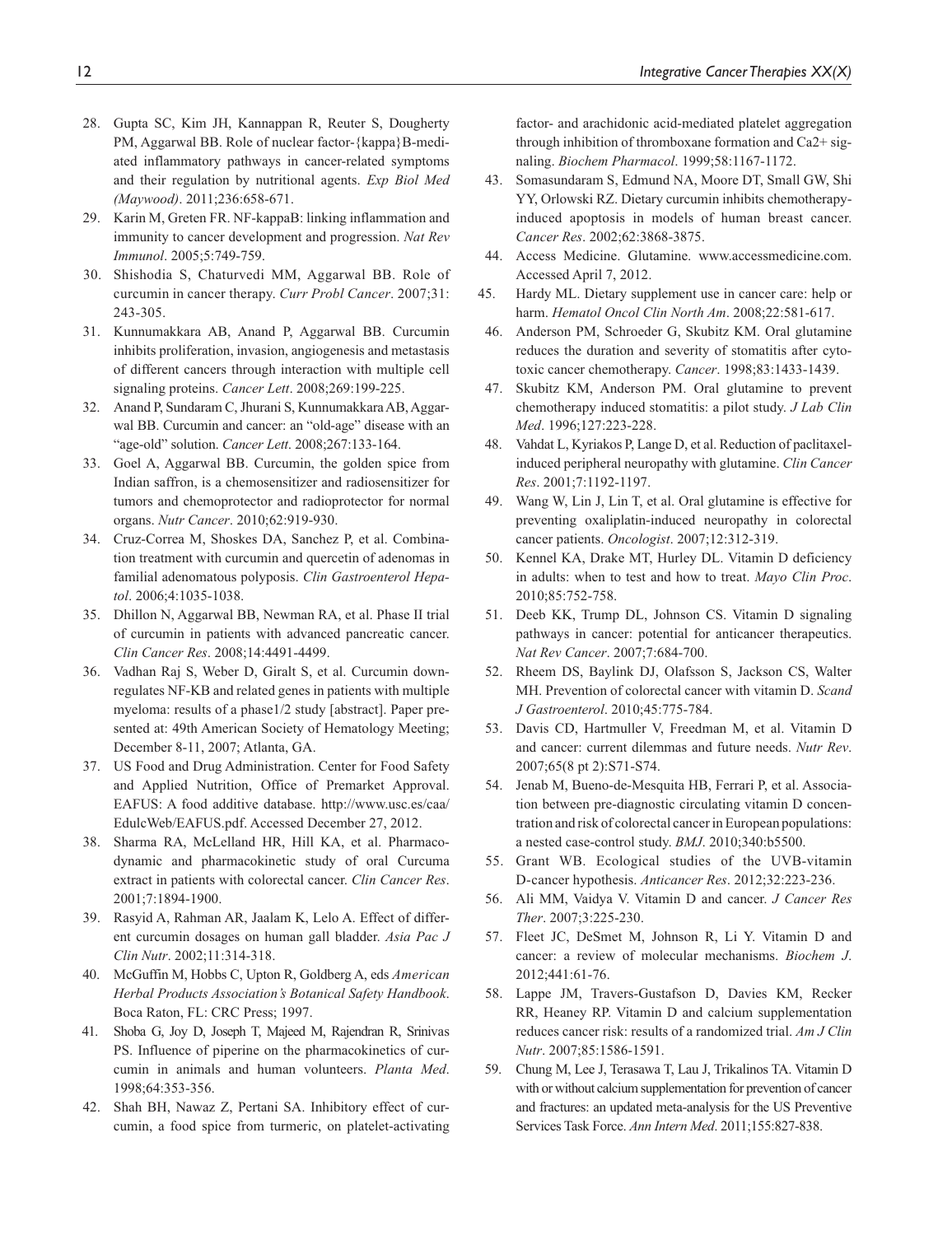28. Gupta SC, Kim JH, Kannappan R, Reuter S, Dougherty PM, Aggarwal BB. Role of nuclear factor-{kappa}B-mediated inflammatory pathways in cancer-related symptoms and their regulation by nutritional agents. *Exp Biol Med (Maywood)*. 2011;236:658-671.
29. Karin M, Greten FR. NF-kappaB: linking inflammation and immunity to cancer development and progression. *Nat Rev Immunol*. 2005;5:749-759.
30. Shishodia S, Chaturvedi MM, Aggarwal BB. Role of curcumin in cancer therapy. *Curr Probl Cancer*. 2007;31: 243-305.
31. Kunnumakkara AB, Anand P, Aggarwal BB. Curcumin inhibits proliferation, invasion, angiogenesis and metastasis of different cancers through interaction with multiple cell signaling proteins. *Cancer Lett*. 2008;269:199-225.
32. Anand P, Sundaram C, Jhurani S, Kunnumakkara AB, Aggarwal BB. Curcumin and cancer: an "old-age" disease with an "age-old" solution. *Cancer Lett*. 2008;267:133-164.
33. Goel A, Aggarwal BB. Curcumin, the golden spice from Indian saffron, is a chemosensitizer and radiosensitizer for tumors and chemoprotector and radioprotector for normal organs. *Nutr Cancer*. 2010;62:919-930.
34. Cruz-Correa M, Shoskes DA, Sanchez P, et al. Combination treatment with curcumin and quercetin of adenomas in familial adenomatous polyposis. *Clin Gastroenterol Hepatol*. 2006;4:1035-1038.
35. Dhillon N, Aggarwal BB, Newman RA, et al. Phase II trial of curcumin in patients with advanced pancreatic cancer. *Clin Cancer Res*. 2008;14:4491-4499.
36. Vadhan Raj S, Weber D, Giralt S, et al. Curcumin downregulates NF-KB and related genes in patients with multiple myeloma: results of a phase1/2 study [abstract]. Paper presented at: 49th American Society of Hematology Meeting; December 8-11, 2007; Atlanta, GA.
37. US Food and Drug Administration. Center for Food Safety and Applied Nutrition, Office of Premarket Approval. EAFUS: A food additive database. http://www.usc.es/caa/EdulcWeb/EAFUS.pdf. Accessed December 27, 2012.
38. Sharma RA, McLelland HR, Hill KA, et al. Pharmacodynamic and pharmacokinetic study of oral Curcuma extract in patients with colorectal cancer. *Clin Cancer Res*. 2001;7:1894-1900.
39. Rasyid A, Rahman AR, Jaalam K, Lelo A. Effect of different curcumin dosages on human gall bladder. *Asia Pac J Clin Nutr*. 2002;11:314-318.
40. McGuffin M, Hobbs C, Upton R, Goldberg A, eds *American Herbal Products Association's Botanical Safety Handbook*. Boca Raton, FL: CRC Press; 1997.
41. Shoba G, Joy D, Joseph T, Majeed M, Rajendran R, Srinivas PS. Influence of piperine on the pharmacokinetics of curcumin in animals and human volunteers. *Planta Med*. 1998;64:353-356.
42. Shah BH, Nawaz Z, Pertani SA. Inhibitory effect of curcumin, a food spice from turmeric, on platelet-activating factor- and arachidonic acid-mediated platelet aggregation through inhibition of thromboxane formation and Ca2+ signaling. *Biochem Pharmacol*. 1999;58:1167-1172.
43. Somasundaram S, Edmund NA, Moore DT, Small GW, Shi YY, Orlowski RZ. Dietary curcumin inhibits chemotherapy-induced apoptosis in models of human breast cancer. *Cancer Res*. 2002;62:3868-3875.
44. Access Medicine. Glutamine. www.accessmedicine.com. Accessed April 7, 2012.
45. Hardy ML. Dietary supplement use in cancer care: help or harm. *Hematol Oncol Clin North Am*. 2008;22:581-617.
46. Anderson PM, Schroeder G, Skubitz KM. Oral glutamine reduces the duration and severity of stomatitis after cytotoxic cancer chemotherapy. *Cancer*. 1998;83:1433-1439.
47. Skubitz KM, Anderson PM. Oral glutamine to prevent chemotherapy induced stomatitis: a pilot study. *J Lab Clin Med*. 1996;127:223-228.
48. Vahdat L, Kyriakos P, Lange D, et al. Reduction of paclitaxel-induced peripheral neuropathy with glutamine. *Clin Cancer Res*. 2001;7:1192-1197.
49. Wang W, Lin J, Lin T, et al. Oral glutamine is effective for preventing oxaliplatin-induced neuropathy in colorectal cancer patients. *Oncologist*. 2007;12:312-319.
50. Kennel KA, Drake MT, Hurley DL. Vitamin D deficiency in adults: when to test and how to treat. *Mayo Clin Proc*. 2010;85:752-758.
51. Deeb KK, Trump DL, Johnson CS. Vitamin D signaling pathways in cancer: potential for anticancer therapeutics. *Nat Rev Cancer*. 2007;7:684-700.
52. Rheem DS, Baylink DJ, Olafsson S, Jackson CS, Walter MH. Prevention of colorectal cancer with vitamin D. *Scand J Gastroenterol*. 2010;45:775-784.
53. Davis CD, Hartmuller V, Freedman M, et al. Vitamin D and cancer: current dilemmas and future needs. *Nutr Rev*. 2007;65(8 pt 2):S71-S74.
54. Jenab M, Bueno-de-Mesquita HB, Ferrari P, et al. Association between pre-diagnostic circulating vitamin D concentration and risk of colorectal cancer in European populations: a nested case-control study. *BMJ*. 2010;340:b5500.
55. Grant WB. Ecological studies of the UVB-vitamin D-cancer hypothesis. *Anticancer Res*. 2012;32:223-236.
56. Ali MM, Vaidya V. Vitamin D and cancer. *J Cancer Res Ther*. 2007;3:225-230.
57. Fleet JC, DeSmet M, Johnson R, Li Y. Vitamin D and cancer: a review of molecular mechanisms. *Biochem J*. 2012;441:61-76.
58. Lappe JM, Travers-Gustafson D, Davies KM, Recker RR, Heaney RP. Vitamin D and calcium supplementation reduces cancer risk: results of a randomized trial. *Am J Clin Nutr*. 2007;85:1586-1591.
59. Chung M, Lee J, Terasawa T, Lau J, Trikalinos TA. Vitamin D with or without calcium supplementation for prevention of cancer and fractures: an updated meta-analysis for the US Preventive Services Task Force. *Ann Intern Med*. 2011;155:827-838.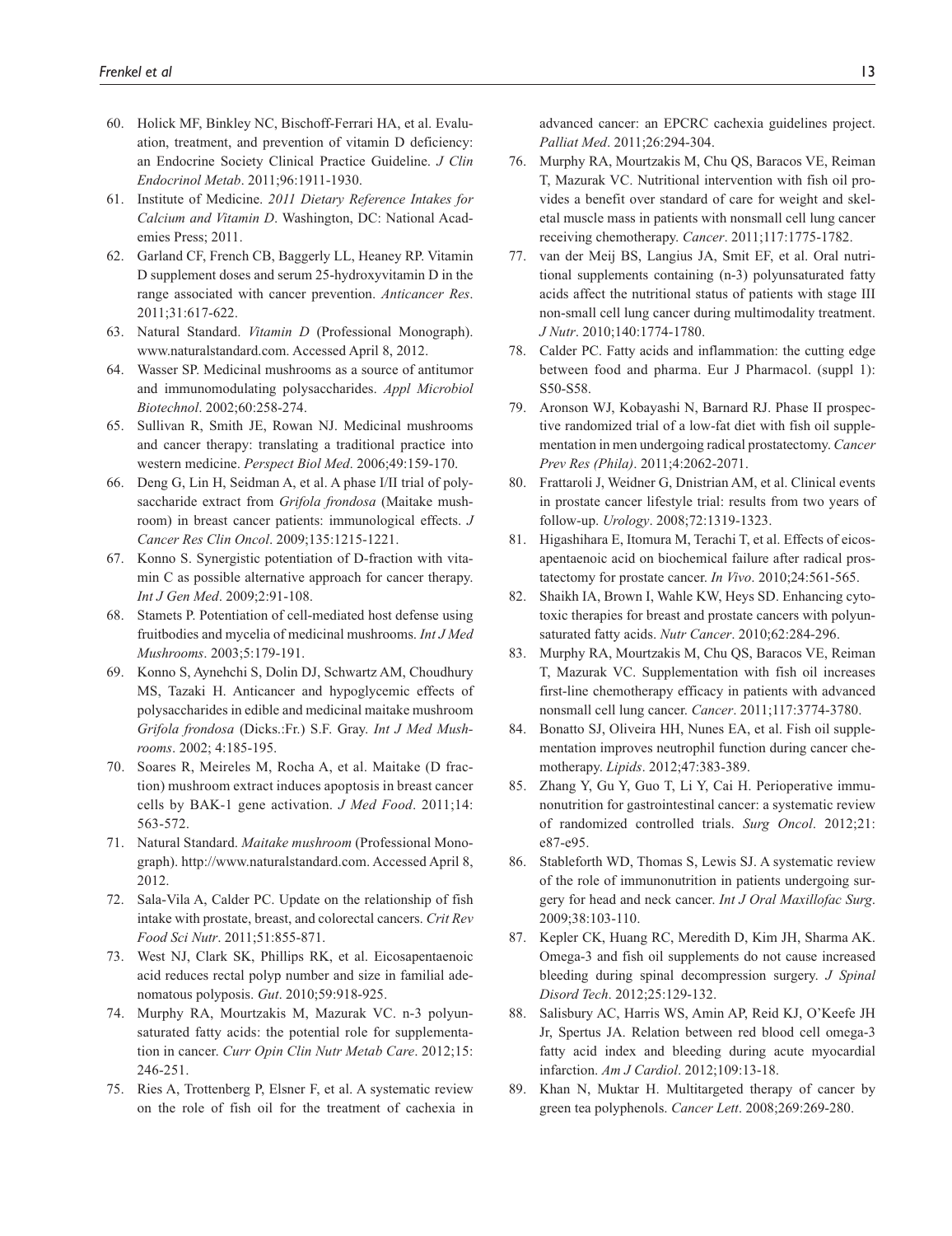60. Holick MF, Binkley NC, Bischoff-Ferrari HA, et al. Evaluation, treatment, and prevention of vitamin D deficiency: an Endocrine Society Clinical Practice Guideline. *J Clin Endocrinol Metab*. 2011;96:1911-1930.
61. Institute of Medicine. *2011 Dietary Reference Intakes for Calcium and Vitamin D*. Washington, DC: National Academies Press; 2011.
62. Garland CF, French CB, Baggerly LL, Heaney RP. Vitamin D supplement doses and serum 25-hydroxyvitamin D in the range associated with cancer prevention. *Anticancer Res*. 2011;31:617-622.
63. Natural Standard. *Vitamin D* (Professional Monograph). www.naturalstandard.com. Accessed April 8, 2012.
64. Wasser SP. Medicinal mushrooms as a source of antitumor and immunomodulating polysaccharides. *Appl Microbiol Biotechnol*. 2002;60:258-274.
65. Sullivan R, Smith JE, Rowan NJ. Medicinal mushrooms and cancer therapy: translating a traditional practice into western medicine. *Perspect Biol Med*. 2006;49:159-170.
66. Deng G, Lin H, Seidman A, et al. A phase I/II trial of polysaccharide extract from *Grifola frondosa* (Maitake mushroom) in breast cancer patients: immunological effects. *J Cancer Res Clin Oncol*. 2009;135:1215-1221.
67. Konno S. Synergistic potentiation of D-fraction with vitamin C as possible alternative approach for cancer therapy. *Int J Gen Med*. 2009;2:91-108.
68. Stamets P. Potentiation of cell-mediated host defense using fruitbodies and mycelia of medicinal mushrooms. *Int J Med Mushrooms*. 2003;5:179-191.
69. Konno S, Aynehchi S, Dolin DJ, Schwartz AM, Choudhury MS, Tazaki H. Anticancer and hypoglycemic effects of polysaccharides in edible and medicinal maitake mushroom *Grifola frondosa* (Dicks.:Fr.) S.F. Gray. *Int J Med Mushrooms*. 2002; 4:185-195.
70. Soares R, Meireles M, Rocha A, et al. Maitake (D fraction) mushroom extract induces apoptosis in breast cancer cells by BAK-1 gene activation. *J Med Food*. 2011;14: 563-572.
71. Natural Standard. *Maitake mushroom* (Professional Monograph). http://www.naturalstandard.com. Accessed April 8, 2012.
72. Sala-Vila A, Calder PC. Update on the relationship of fish intake with prostate, breast, and colorectal cancers. *Crit Rev Food Sci Nutr*. 2011;51:855-871.
73. West NJ, Clark SK, Phillips RK, et al. Eicosapentaenoic acid reduces rectal polyp number and size in familial adenomatous polyposis. *Gut*. 2010;59:918-925.
74. Murphy RA, Mourtzakis M, Mazurak VC. n-3 polyunsaturated fatty acids: the potential role for supplementation in cancer. *Curr Opin Clin Nutr Metab Care*. 2012;15: 246-251.
75. Ries A, Trottenberg P, Elsner F, et al. A systematic review on the role of fish oil for the treatment of cachexia in advanced cancer: an EPCRC cachexia guidelines project. *Palliat Med*. 2011;26:294-304.
76. Murphy RA, Mourtzakis M, Chu QS, Baracos VE, Reiman T, Mazurak VC. Nutritional intervention with fish oil provides a benefit over standard of care for weight and skeletal muscle mass in patients with nonsmall cell lung cancer receiving chemotherapy. *Cancer*. 2011;117:1775-1782.
77. van der Meij BS, Langius JA, Smit EF, et al. Oral nutritional supplements containing (n-3) polyunsaturated fatty acids affect the nutritional status of patients with stage III non-small cell lung cancer during multimodality treatment. *J Nutr*. 2010;140:1774-1780.
78. Calder PC. Fatty acids and inflammation: the cutting edge between food and pharma. Eur J Pharmacol. (suppl 1): S50-S58.
79. Aronson WJ, Kobayashi N, Barnard RJ. Phase II prospective randomized trial of a low-fat diet with fish oil supplementation in men undergoing radical prostatectomy. *Cancer Prev Res (Phila)*. 2011;4:2062-2071.
80. Frattaroli J, Weidner G, Dnistrian AM, et al. Clinical events in prostate cancer lifestyle trial: results from two years of follow-up. *Urology*. 2008;72:1319-1323.
81. Higashihara E, Itomura M, Terachi T, et al. Effects of eicosapentaenoic acid on biochemical failure after radical prostatectomy for prostate cancer. *In Vivo*. 2010;24:561-565.
82. Shaikh IA, Brown I, Wahle KW, Heys SD. Enhancing cytotoxic therapies for breast and prostate cancers with polyunsaturated fatty acids. *Nutr Cancer*. 2010;62:284-296.
83. Murphy RA, Mourtzakis M, Chu QS, Baracos VE, Reiman T, Mazurak VC. Supplementation with fish oil increases first-line chemotherapy efficacy in patients with advanced nonsmall cell lung cancer. *Cancer*. 2011;117:3774-3780.
84. Bonatto SJ, Oliveira HH, Nunes EA, et al. Fish oil supplementation improves neutrophil function during cancer chemotherapy. *Lipids*. 2012;47:383-389.
85. Zhang Y, Gu Y, Guo T, Li Y, Cai H. Perioperative immunonutrition for gastrointestinal cancer: a systematic review of randomized controlled trials. *Surg Oncol*. 2012;21: e87-e95.
86. Stableforth WD, Thomas S, Lewis SJ. A systematic review of the role of immunonutrition in patients undergoing surgery for head and neck cancer. *Int J Oral Maxillofac Surg*. 2009;38:103-110.
87. Kepler CK, Huang RC, Meredith D, Kim JH, Sharma AK. Omega-3 and fish oil supplements do not cause increased bleeding during spinal decompression surgery. *J Spinal Disord Tech*. 2012;25:129-132.
88. Salisbury AC, Harris WS, Amin AP, Reid KJ, O'Keefe JH Jr, Spertus JA. Relation between red blood cell omega-3 fatty acid index and bleeding during acute myocardial infarction. *Am J Cardiol*. 2012;109:13-18.
89. Khan N, Muktar H. Multitargeted therapy of cancer by green tea polyphenols. *Cancer Lett*. 2008;269:269-280.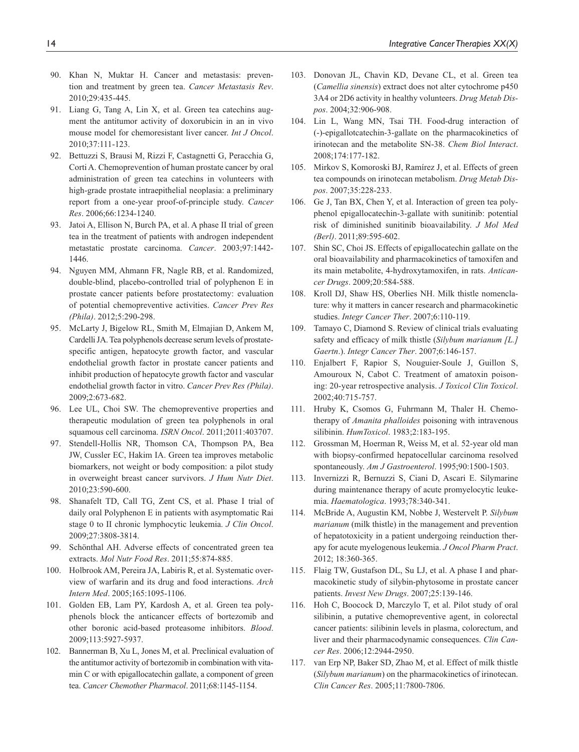90. Khan N, Muktar H. Cancer and metastasis: prevention and treatment by green tea. *Cancer Metastasis Rev*. 2010;29:435-445.
91. Liang G, Tang A, Lin X, et al. Green tea catechins augment the antitumor activity of doxorubicin in an in vivo mouse model for chemoresistant liver cancer. *Int J Oncol*. 2010;37:111-123.
92. Bettuzzi S, Brausi M, Rizzi F, Castagnetti G, Peracchia G, Corti A. Chemoprevention of human prostate cancer by oral administration of green tea catechins in volunteers with high-grade prostate intraepithelial neoplasia: a preliminary report from a one-year proof-of-principle study. *Cancer Res*. 2006;66:1234-1240.
93. Jatoi A, Ellison N, Burch PA, et al. A phase II trial of green tea in the treatment of patients with androgen independent metastatic prostate carcinoma. *Cancer*. 2003;97:1442-1446.
94. Nguyen MM, Ahmann FR, Nagle RB, et al. Randomized, double-blind, placebo-controlled trial of polyphenon E in prostate cancer patients before prostatectomy: evaluation of potential chemopreventive activities. *Cancer Prev Res (Phila)*. 2012;5:290-298.
95. McLarty J, Bigelow RL, Smith M, Elmajian D, Ankem M, Cardelli JA. Tea polyphenols decrease serum levels of prostate-specific antigen, hepatocyte growth factor, and vascular endothelial growth factor in prostate cancer patients and inhibit production of hepatocyte growth factor and vascular endothelial growth factor in vitro. *Cancer Prev Res (Phila)*. 2009;2:673-682.
96. Lee UL, Choi SW. The chemopreventive properties and therapeutic modulation of green tea polyphenols in oral squamous cell carcinoma. *ISRN Oncol*. 2011;2011:403707.
97. Stendell-Hollis NR, Thomson CA, Thompson PA, Bea JW, Cussler EC, Hakim IA. Green tea improves metabolic biomarkers, not weight or body composition: a pilot study in overweight breast cancer survivors. *J Hum Nutr Diet*. 2010;23:590-600.
98. Shanafelt TD, Call TG, Zent CS, et al. Phase I trial of daily oral Polyphenon E in patients with asymptomatic Rai stage 0 to II chronic lymphocytic leukemia. *J Clin Oncol*. 2009;27:3808-3814.
99. Schönthal AH. Adverse effects of concentrated green tea extracts. *Mol Nutr Food Res*. 2011;55:874-885.
100. Holbrook AM, Pereira JA, Labiris R, et al. Systematic overview of warfarin and its drug and food interactions. *Arch Intern Med*. 2005;165:1095-1106.
101. Golden EB, Lam PY, Kardosh A, et al. Green tea polyphenols block the anticancer effects of bortezomib and other boronic acid-based proteasome inhibitors. *Blood*. 2009;113:5927-5937.
102. Bannerman B, Xu L, Jones M, et al. Preclinical evaluation of the antitumor activity of bortezomib in combination with vitamin C or with epigallocatechin gallate, a component of green tea. *Cancer Chemother Pharmacol*. 2011;68:1145-1154.
103. Donovan JL, Chavin KD, Devane CL, et al. Green tea (*Camellia sinensis*) extract does not alter cytochrome p450 3A4 or 2D6 activity in healthy volunteers. *Drug Metab Dispos*. 2004;32:906-908.
104. Lin L, Wang MN, Tsai TH. Food-drug interaction of (-)-epigallotcatechin-3-gallate on the pharmacokinetics of irinotecan and the metabolite SN-38. *Chem Biol Interact*. 2008;174:177-182.
105. Mirkov S, Komoroski BJ, Ramírez J, et al. Effects of green tea compounds on irinotecan metabolism. *Drug Metab Dispos*. 2007;35:228-233.
106. Ge J, Tan BX, Chen Y, et al. Interaction of green tea polyphenol epigallocatechin-3-gallate with sunitinib: potential risk of diminished sunitinib bioavailability. *J Mol Med (Berl)*. 2011;89:595-602.
107. Shin SC, Choi JS. Effects of epigallocatechin gallate on the oral bioavailability and pharmacokinetics of tamoxifen and its main metabolite, 4-hydroxytamoxifen, in rats. *Anticancer Drugs*. 2009;20:584-588.
108. Kroll DJ, Shaw HS, Oberlies NH. Milk thistle nomenclature: why it matters in cancer research and pharmacokinetic studies. *Integr Cancer Ther*. 2007;6:110-119.
109. Tamayo C, Diamond S. Review of clinical trials evaluating safety and efficacy of milk thistle (*Silybum marianum [L.] Gaertn*.). *Integr Cancer Ther*. 2007;6:146-157.
110. Enjalbert F, Rapior S, Nouguier-Soule J, Guillon S, Amouroux N, Cabot C. Treatment of amatoxin poisoning: 20-year retrospective analysis. *J Toxicol Clin Toxicol*. 2002;40:715-757.
111. Hruby K, Csomos G, Fuhrmann M, Thaler H. Chemotherapy of *Amanita phalloides* poisoning with intravenous silibinin. *HumToxicol*. 1983;2:183-195.
112. Grossman M, Hoerman R, Weiss M, et al. 52-year old man with biopsy-confirmed hepatocellular carcinoma resolved spontaneously. *Am J Gastroenterol*. 1995;90:1500-1503.
113. Invernizzi R, Bernuzzi S, Ciani D, Ascari E. Silymarine during maintenance therapy of acute promyelocytic leukemia. *Haematologica*. 1993;78:340-341.
114. McBride A, Augustin KM, Nobbe J, Westervelt P. *Silybum marianum* (milk thistle) in the management and prevention of hepatotoxicity in a patient undergoing reinduction therapy for acute myelogenous leukemia. *J Oncol Pharm Pract*. 2012; 18:360-365.
115. Flaig TW, Gustafson DL, Su LJ, et al. A phase I and pharmacokinetic study of silybin-phytosome in prostate cancer patients. *Invest New Drugs*. 2007;25:139-146.
116. Hoh C, Boocock D, Marczylo T, et al. Pilot study of oral silibinin, a putative chemopreventive agent, in colorectal cancer patients: silibinin levels in plasma, colorectum, and liver and their pharmacodynamic consequences. *Clin Cancer Res*. 2006;12:2944-2950.
117. van Erp NP, Baker SD, Zhao M, et al. Effect of milk thistle (*Silybum marianum*) on the pharmacokinetics of irinotecan. *Clin Cancer Res*. 2005;11:7800-7806.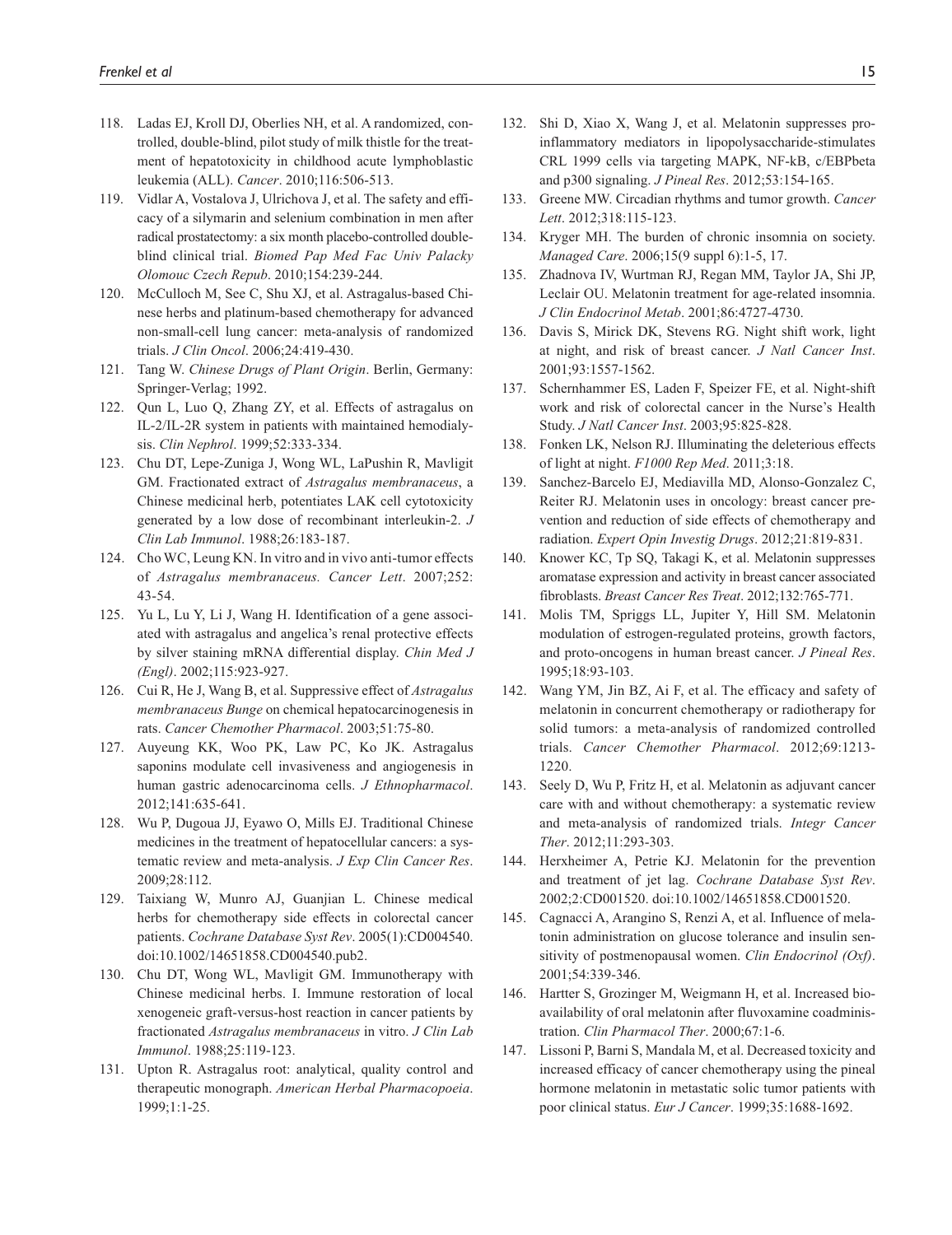118. Ladas EJ, Kroll DJ, Oberlies NH, et al. A randomized, controlled, double-blind, pilot study of milk thistle for the treatment of hepatotoxicity in childhood acute lymphoblastic leukemia (ALL). *Cancer*. 2010;116:506-513.
119. Vidlar A, Vostalova J, Ulrichova J, et al. The safety and efficacy of a silymarin and selenium combination in men after radical prostatectomy: a six month placebo-controlled double-blind clinical trial. *Biomed Pap Med Fac Univ Palacky Olomouc Czech Repub*. 2010;154:239-244.
120. McCulloch M, See C, Shu XJ, et al. Astragalus-based Chinese herbs and platinum-based chemotherapy for advanced non-small-cell lung cancer: meta-analysis of randomized trials. *J Clin Oncol*. 2006;24:419-430.
121. Tang W. *Chinese Drugs of Plant Origin*. Berlin, Germany: Springer-Verlag; 1992.
122. Qun L, Luo Q, Zhang ZY, et al. Effects of astragalus on IL-2/IL-2R system in patients with maintained hemodialysis. *Clin Nephrol*. 1999;52:333-334.
123. Chu DT, Lepe-Zuniga J, Wong WL, LaPushin R, Mavligit GM. Fractionated extract of *Astragalus membranaceus*, a Chinese medicinal herb, potentiates LAK cell cytotoxicity generated by a low dose of recombinant interleukin-2. *J Clin Lab Immunol*. 1988;26:183-187.
124. Cho WC, Leung KN. In vitro and in vivo anti-tumor effects of *Astragalus membranaceus. Cancer Lett*. 2007;252:43-54.
125. Yu L, Lu Y, Li J, Wang H. Identification of a gene associated with astragalus and angelica's renal protective effects by silver staining mRNA differential display. *Chin Med J (Engl)*. 2002;115:923-927.
126. Cui R, He J, Wang B, et al. Suppressive effect of *Astragalus membranaceus Bunge* on chemical hepatocarcinogenesis in rats. *Cancer Chemother Pharmacol*. 2003;51:75-80.
127. Auyeung KK, Woo PK, Law PC, Ko JK. Astragalus saponins modulate cell invasiveness and angiogenesis in human gastric adenocarcinoma cells. *J Ethnopharmacol*. 2012;141:635-641.
128. Wu P, Dugoua JJ, Eyawo O, Mills EJ. Traditional Chinese medicines in the treatment of hepatocellular cancers: a systematic review and meta-analysis. *J Exp Clin Cancer Res*. 2009;28:112.
129. Taixiang W, Munro AJ, Guanjian L. Chinese medical herbs for chemotherapy side effects in colorectal cancer patients. *Cochrane Database Syst Rev*. 2005(1):CD004540. doi:10.1002/14651858.CD004540.pub2.
130. Chu DT, Wong WL, Mavligit GM. Immunotherapy with Chinese medicinal herbs. I. Immune restoration of local xenogeneic graft-versus-host reaction in cancer patients by fractionated *Astragalus membranaceus* in vitro. *J Clin Lab Immunol*. 1988;25:119-123.
131. Upton R. Astragalus root: analytical, quality control and therapeutic monograph. *American Herbal Pharmacopoeia*. 1999;1:1-25.
132. Shi D, Xiao X, Wang J, et al. Melatonin suppresses proinflammatory mediators in lipopolysaccharide-stimulates CRL 1999 cells via targeting MAPK, NF-kB, c/EBPbeta and p300 signaling. *J Pineal Res*. 2012;53:154-165.
133. Greene MW. Circadian rhythms and tumor growth. *Cancer Lett*. 2012;318:115-123.
134. Kryger MH. The burden of chronic insomnia on society. *Managed Care*. 2006;15(9 suppl 6):1-5, 17.
135. Zhadnova IV, Wurtman RJ, Regan MM, Taylor JA, Shi JP, Leclair OU. Melatonin treatment for age-related insomnia. *J Clin Endocrinol Metab*. 2001;86:4727-4730.
136. Davis S, Mirick DK, Stevens RG. Night shift work, light at night, and risk of breast cancer. *J Natl Cancer Inst*. 2001;93:1557-1562.
137. Schernhammer ES, Laden F, Speizer FE, et al. Night-shift work and risk of colorectal cancer in the Nurse's Health Study. *J Natl Cancer Inst*. 2003;95:825-828.
138. Fonken LK, Nelson RJ. Illuminating the deleterious effects of light at night. *F1000 Rep Med*. 2011;3:18.
139. Sanchez-Barcelo EJ, Mediavilla MD, Alonso-Gonzalez C, Reiter RJ. Melatonin uses in oncology: breast cancer prevention and reduction of side effects of chemotherapy and radiation. *Expert Opin Investig Drugs*. 2012;21:819-831.
140. Knower KC, Tp SQ, Takagi K, et al. Melatonin suppresses aromatase expression and activity in breast cancer associated fibroblasts. *Breast Cancer Res Treat*. 2012;132:765-771.
141. Molis TM, Spriggs LL, Jupiter Y, Hill SM. Melatonin modulation of estrogen-regulated proteins, growth factors, and proto-oncogens in human breast cancer. *J Pineal Res*. 1995;18:93-103.
142. Wang YM, Jin BZ, Ai F, et al. The efficacy and safety of melatonin in concurrent chemotherapy or radiotherapy for solid tumors: a meta-analysis of randomized controlled trials. *Cancer Chemother Pharmacol*. 2012;69:1213-1220.
143. Seely D, Wu P, Fritz H, et al. Melatonin as adjuvant cancer care with and without chemotherapy: a systematic review and meta-analysis of randomized trials. *Integr Cancer Ther*. 2012;11:293-303.
144. Herxheimer A, Petrie KJ. Melatonin for the prevention and treatment of jet lag. *Cochrane Database Syst Rev*. 2002;2:CD001520. doi:10.1002/14651858.CD001520.
145. Cagnacci A, Arangino S, Renzi A, et al. Influence of melatonin administration on glucose tolerance and insulin sensitivity of postmenopausal women. *Clin Endocrinol (Oxf)*. 2001;54:339-346.
146. Hartter S, Grozinger M, Weigmann H, et al. Increased bioavailability of oral melatonin after fluvoxamine coadministration. *Clin Pharmacol Ther*. 2000;67:1-6.
147. Lissoni P, Barni S, Mandala M, et al. Decreased toxicity and increased efficacy of cancer chemotherapy using the pineal hormone melatonin in metastatic solic tumor patients with poor clinical status. *Eur J Cancer*. 1999;35:1688-1692.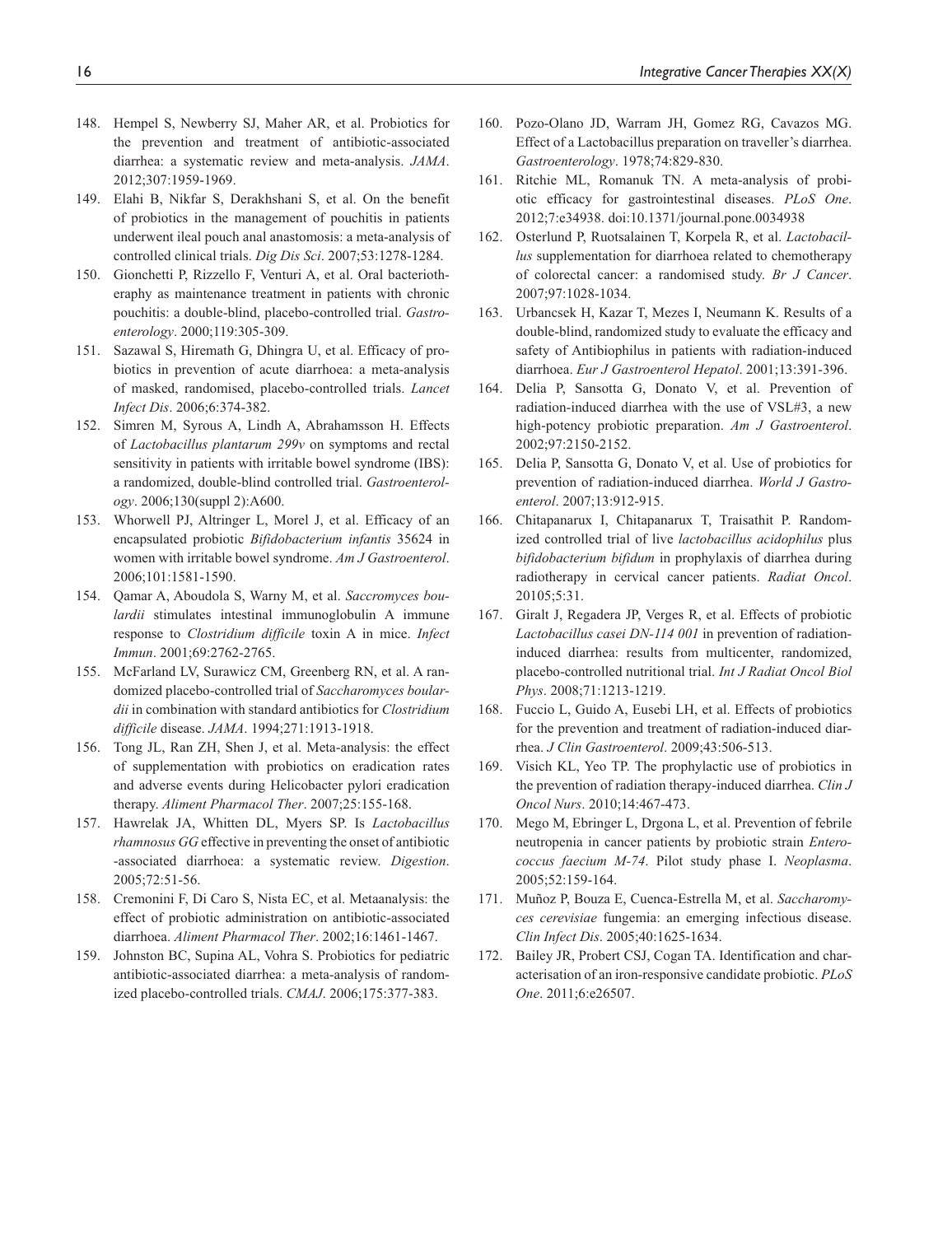148. Hempel S, Newberry SJ, Maher AR, et al. Probiotics for the prevention and treatment of antibiotic-associated diarrhea: a systematic review and meta-analysis. *JAMA*. 2012;307:1959-1969.
149. Elahi B, Nikfar S, Derakhshani S, et al. On the benefit of probiotics in the management of pouchitis in patients underwent ileal pouch anal anastomosis: a meta-analysis of controlled clinical trials. *Dig Dis Sci*. 2007;53:1278-1284.
150. Gionchetti P, Rizzello F, Venturi A, et al. Oral bacteriotheraphy as maintenance treatment in patients with chronic pouchitis: a double-blind, placebo-controlled trial. *Gastroenterology*. 2000;119:305-309.
151. Sazawal S, Hiremath G, Dhingra U, et al. Efficacy of probiotics in prevention of acute diarrhoea: a meta-analysis of masked, randomised, placebo-controlled trials. *Lancet Infect Dis*. 2006;6:374-382.
152. Simren M, Syrous A, Lindh A, Abrahamsson H. Effects of *Lactobacillus plantarum 299v* on symptoms and rectal sensitivity in patients with irritable bowel syndrome (IBS): a randomized, double-blind controlled trial. *Gastroenterology*. 2006;130(suppl 2):A600.
153. Whorwell PJ, Altringer L, Morel J, et al. Efficacy of an encapsulated probiotic *Bifidobacterium infantis* 35624 in women with irritable bowel syndrome. *Am J Gastroenterol*. 2006;101:1581-1590.
154. Qamar A, Aboudola S, Warny M, et al. *Saccromyces boulardii* stimulates intestinal immunoglobulin A immune response to *Clostridium difficile* toxin A in mice. *Infect Immun*. 2001;69:2762-2765.
155. McFarland LV, Surawicz CM, Greenberg RN, et al. A randomized placebo-controlled trial of *Saccharomyces boulardii* in combination with standard antibiotics for *Clostridium difficile* disease. *JAMA*. 1994;271:1913-1918.
156. Tong JL, Ran ZH, Shen J, et al. Meta-analysis: the effect of supplementation with probiotics on eradication rates and adverse events during Helicobacter pylori eradication therapy. *Aliment Pharmacol Ther*. 2007;25:155-168.
157. Hawrelak JA, Whitten DL, Myers SP. Is *Lactobacillus rhamnosus GG* effective in preventing the onset of antibiotic -associated diarrhoea: a systematic review. *Digestion*. 2005;72:51-56.
158. Cremonini F, Di Caro S, Nista EC, et al. Metaanalysis: the effect of probiotic administration on antibiotic-associated diarrhoea. *Aliment Pharmacol Ther*. 2002;16:1461-1467.
159. Johnston BC, Supina AL, Vohra S. Probiotics for pediatric antibiotic-associated diarrhea: a meta-analysis of randomized placebo-controlled trials. *CMAJ*. 2006;175:377-383.
160. Pozo-Olano JD, Warram JH, Gomez RG, Cavazos MG. Effect of a Lactobacillus preparation on traveller's diarrhea. *Gastroenterology*. 1978;74:829-830.
161. Ritchie ML, Romanuk TN. A meta-analysis of probiotic efficacy for gastrointestinal diseases. *PLoS One*. 2012;7:e34938. doi:10.1371/journal.pone.0034938
162. Osterlund P, Ruotsalainen T, Korpela R, et al. *Lactobacillus* supplementation for diarrhoea related to chemotherapy of colorectal cancer: a randomised study. *Br J Cancer*. 2007;97:1028-1034.
163. Urbancsek H, Kazar T, Mezes I, Neumann K. Results of a double-blind, randomized study to evaluate the efficacy and safety of Antibiophilus in patients with radiation-induced diarrhoea. *Eur J Gastroenterol Hepatol*. 2001;13:391-396.
164. Delia P, Sansotta G, Donato V, et al. Prevention of radiation-induced diarrhea with the use of VSL#3, a new high-potency probiotic preparation. *Am J Gastroenterol*. 2002;97:2150-2152.
165. Delia P, Sansotta G, Donato V, et al. Use of probiotics for prevention of radiation-induced diarrhea. *World J Gastroenterol*. 2007;13:912-915.
166. Chitapanarux I, Chitapanarux T, Traisathit P. Randomized controlled trial of live *lactobacillus acidophilus* plus *bifidobacterium bifidum* in prophylaxis of diarrhea during radiotherapy in cervical cancer patients. *Radiat Oncol*. 20105;5:31.
167. Giralt J, Regadera JP, Verges R, et al. Effects of probiotic *Lactobacillus casei DN-114 001* in prevention of radiation-induced diarrhea: results from multicenter, randomized, placebo-controlled nutritional trial. *Int J Radiat Oncol Biol Phys*. 2008;71:1213-1219.
168. Fuccio L, Guido A, Eusebi LH, et al. Effects of probiotics for the prevention and treatment of radiation-induced diarrhea. *J Clin Gastroenterol*. 2009;43:506-513.
169. Visich KL, Yeo TP. The prophylactic use of probiotics in the prevention of radiation therapy-induced diarrhea. *Clin J Oncol Nurs*. 2010;14:467-473.
170. Mego M, Ebringer L, Drgona L, et al. Prevention of febrile neutropenia in cancer patients by probiotic strain *Enterococcus faecium M-74*. Pilot study phase I. *Neoplasma*. 2005;52:159-164.
171. Muñoz P, Bouza E, Cuenca-Estrella M, et al. *Saccharomyces cerevisiae* fungemia: an emerging infectious disease. *Clin Infect Dis*. 2005;40:1625-1634.
172. Bailey JR, Probert CSJ, Cogan TA. Identification and characterisation of an iron-responsive candidate probiotic. *PLoS One*. 2011;6:e26507.